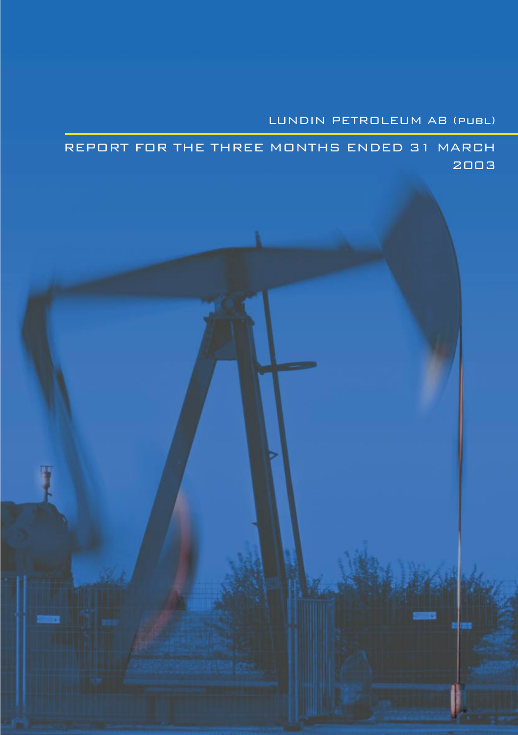LUNDIN PETROLEUM AB (publ)

# REPORT FOR THE THREE MONTHS ENDED 31 MARCH 2003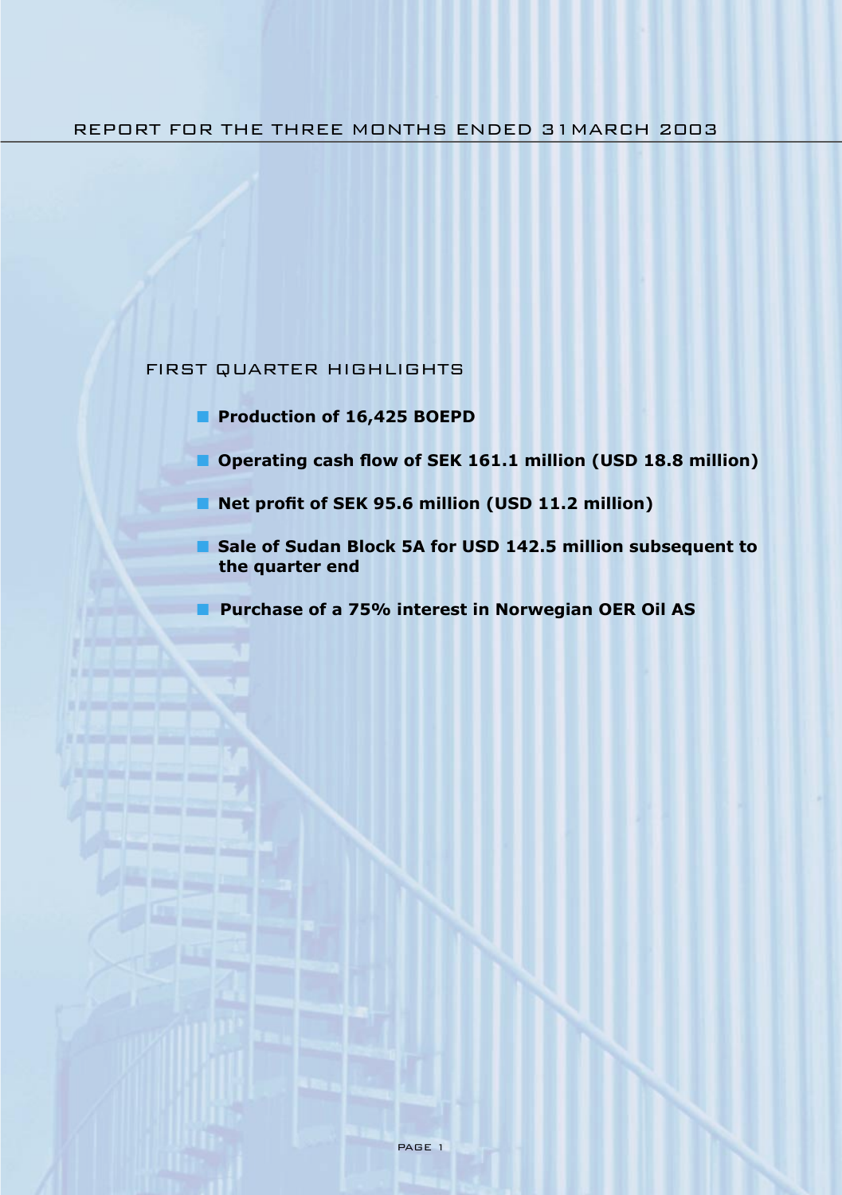# REPORT FOR THE THREE MONTHS ENDED 31MARCH 2003

## FIRST QUARTER HIGHLIGHTS

- **Production of 16,425 BOEPD**
- **Operating cash flow of SEK 161.1 million (USD 18.8 million)**
- **Net profit of SEK 95.6 million (USD 11.2 million)**
- **Sale of Sudan Block 5A for USD 142.5 million subsequent to the quarter end**
- **Purchase of a 75% interest in Norwegian OER Oil AS**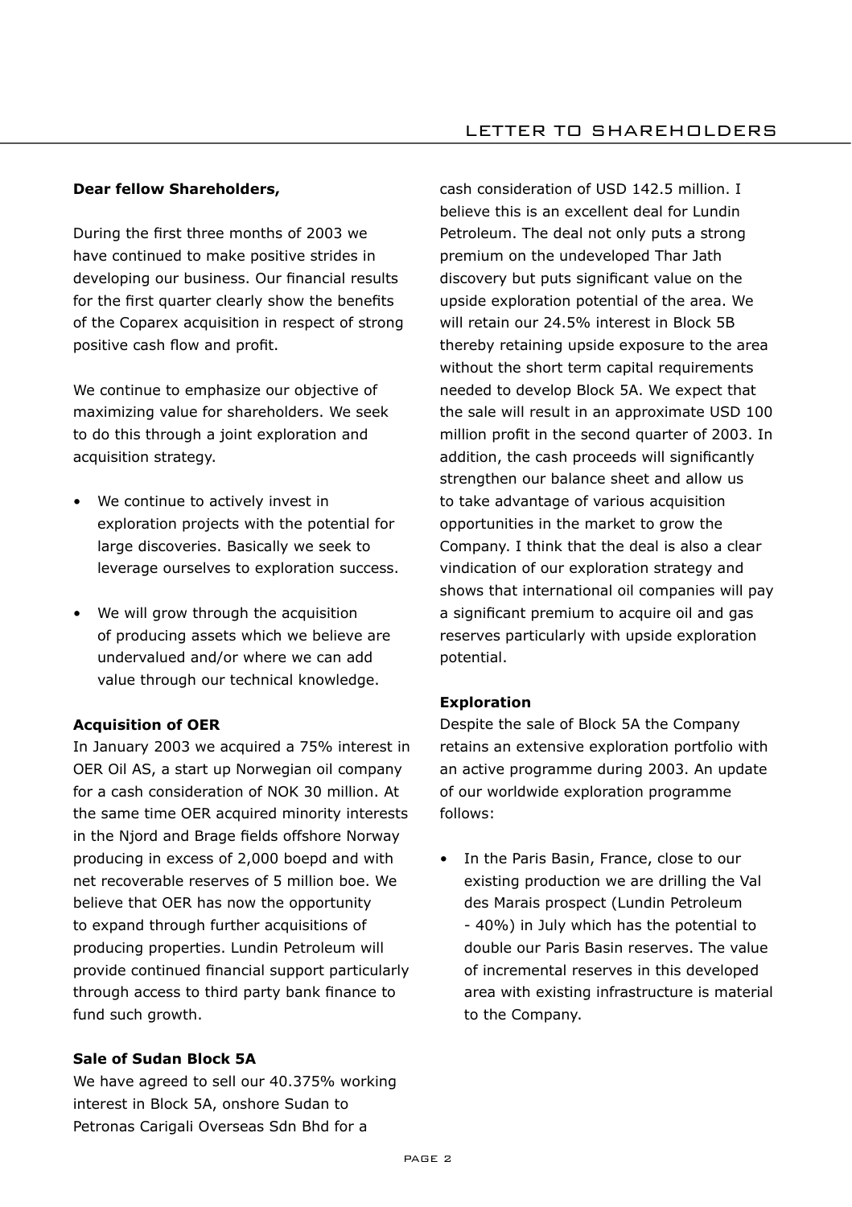# LETTER TO SHAREHOLDERS

**Dear fellow Shareholders,**

During the first three months of 2003 we have continued to make positive strides in developing our business. Our financial results for the first quarter clearly show the benefits of the Coparex acquisition in respect of strong positive cash flow and profit.

We continue to emphasize our objective of maximizing value for shareholders. We seek to do this through a joint exploration and acquisition strategy.

- We continue to actively invest in exploration projects with the potential for large discoveries. Basically we seek to leverage ourselves to exploration success.
- We will grow through the acquisition of producing assets which we believe are undervalued and/or where we can add value through our technical knowledge.

**Acquisition of OER**

In January 2003 we acquired a 75% interest in OER Oil AS, a start up Norwegian oil company for a cash consideration of NOK 30 million. At the same time OER acquired minority interests in the Njord and Brage fields offshore Norway producing in excess of 2,000 boepd and with net recoverable reserves of 5 million boe. We believe that OER has now the opportunity to expand through further acquisitions of producing properties. Lundin Petroleum will provide continued financial support particularly through access to third party bank finance to fund such growth.

**Sale of Sudan Block 5A**

We have agreed to sell our 40.375% working interest in Block 5A, onshore Sudan to Petronas Carigali Overseas Sdn Bhd for a cash consideration of USD 142.5 million. I believe this is an excellent deal for Lundin Petroleum. The deal not only puts a strong premium on the undeveloped Thar Jath discovery but puts significant value on the upside exploration potential of the area. We will retain our 24.5% interest in Block 5B thereby retaining upside exposure to the area without the short term capital requirements needed to develop Block 5A. We expect that the sale will result in an approximate USD 100 million profit in the second quarter of 2003. In addition, the cash proceeds will significantly strengthen our balance sheet and allow us to take advantage of various acquisition opportunities in the market to grow the Company. I think that the deal is also a clear vindication of our exploration strategy and shows that international oil companies will pay a significant premium to acquire oil and gas reserves particularly with upside exploration potential.

**Exploration**

Despite the sale of Block 5A the Company retains an extensive exploration portfolio with an active programme during 2003. An update of our worldwide exploration programme follows:

- In the Paris Basin, France, close to our existing production we are drilling the Val des Marais prospect (Lundin Petroleum - 40%) in July which has the potential to double our Paris Basin reserves. The value of incremental reserves in this developed area with existing infrastructure is material to the Company.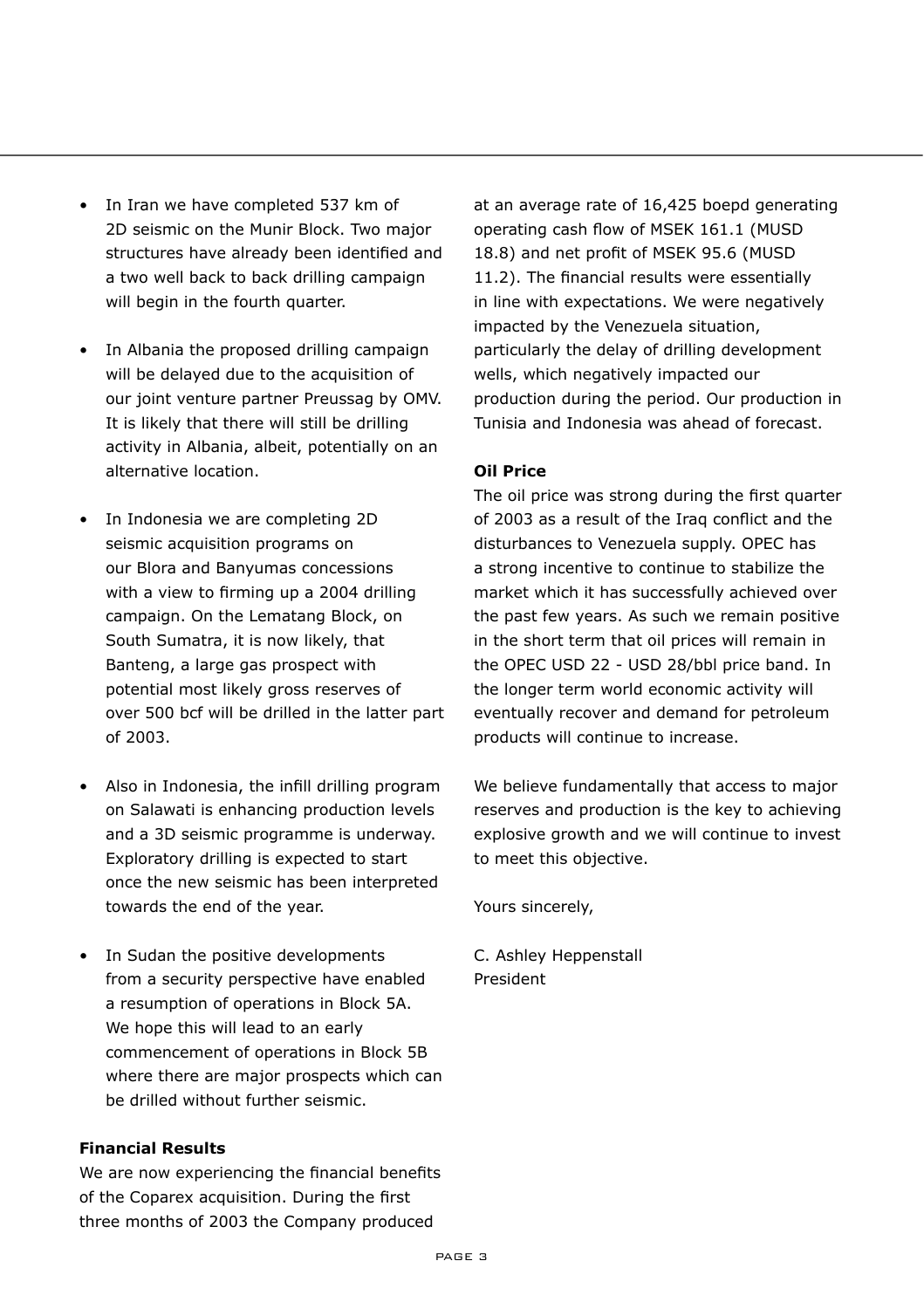- In Iran we have completed 537 km of 2D seismic on the Munir Block. Two major structures have already been identified and a two well back to back drilling campaign will begin in the fourth quarter.

- In Albania the proposed drilling campaign will be delayed due to the acquisition of our joint venture partner Preussag by OMV. It is likely that there will still be drilling activity in Albania, albeit, potentially on an alternative location.

- In Indonesia we are completing 2D seismic acquisition programs on our Blora and Banyumas concessions with a view to firming up a 2004 drilling campaign. On the Lematang Block, on South Sumatra, it is now likely, that Banteng, a large gas prospect with potential most likely gross reserves of over 500 bcf will be drilled in the latter part of 2003.

- Also in Indonesia, the infill drilling program on Salawati is enhancing production levels and a 3D seismic programme is underway. Exploratory drilling is expected to start once the new seismic has been interpreted towards the end of the year.

- In Sudan the positive developments from a security perspective have enabled a resumption of operations in Block 5A. We hope this will lead to an early commencement of operations in Block 5B where there are major prospects which can be drilled without further seismic.

**Financial Results**

We are now experiencing the financial benefits of the Coparex acquisition. During the first three months of 2003 the Company produced at an average rate of 16,425 boepd generating operating cash flow of MSEK 161.1 (MUSD 18.8) and net profit of MSEK 95.6 (MUSD 11.2). The financial results were essentially in line with expectations. We were negatively impacted by the Venezuela situation, particularly the delay of drilling development wells, which negatively impacted our production during the period. Our production in Tunisia and Indonesia was ahead of forecast.

**Oil Price**

The oil price was strong during the first quarter of 2003 as a result of the Iraq conflict and the disturbances to Venezuela supply. OPEC has a strong incentive to continue to stabilize the market which it has successfully achieved over the past few years. As such we remain positive in the short term that oil prices will remain in the OPEC USD 22 - USD 28/bbl price band. In the longer term world economic activity will eventually recover and demand for petroleum products will continue to increase.

We believe fundamentally that access to major reserves and production is the key to achieving explosive growth and we will continue to invest to meet this objective.

Yours sincerely,

C. Ashley Heppenstall
President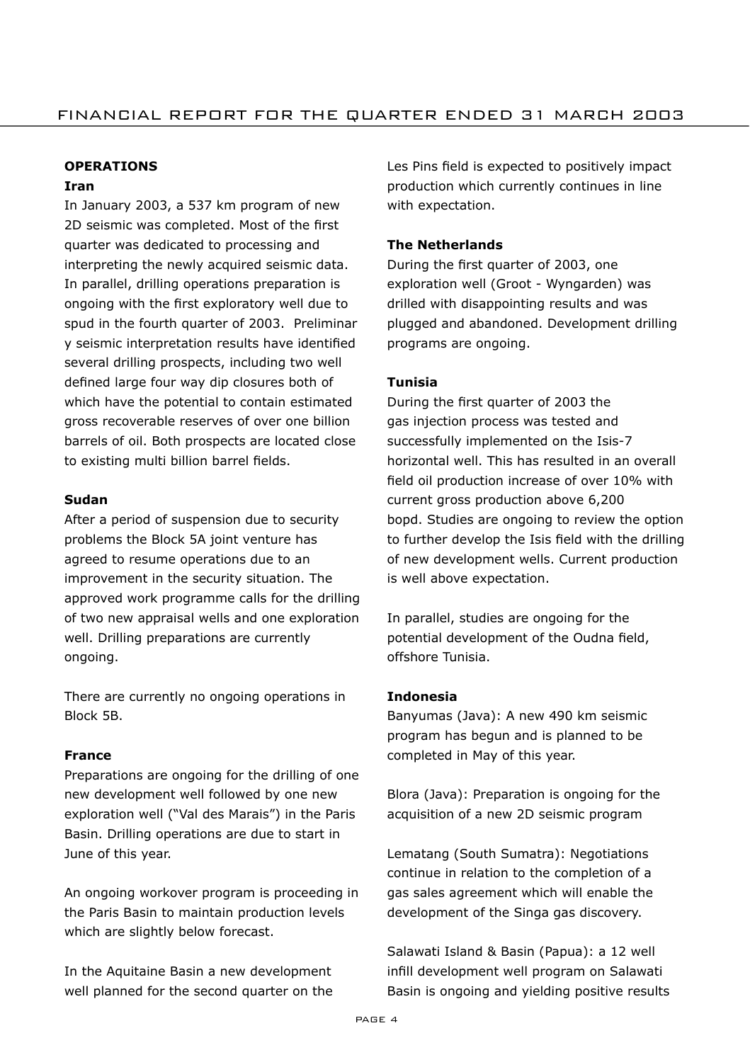## OPERATIONS

### Iran

In January 2003, a 537 km program of new 2D seismic was completed. Most of the first quarter was dedicated to processing and interpreting the newly acquired seismic data. In parallel, drilling operations preparation is ongoing with the first exploratory well due to spud in the fourth quarter of 2003. Preliminar y seismic interpretation results have identified several drilling prospects, including two well defined large four way dip closures both of which have the potential to contain estimated gross recoverable reserves of over one billion barrels of oil. Both prospects are located close to existing multi billion barrel fields.

### Sudan

After a period of suspension due to security problems the Block 5A joint venture has agreed to resume operations due to an improvement in the security situation. The approved work programme calls for the drilling of two new appraisal wells and one exploration well. Drilling preparations are currently ongoing.

There are currently no ongoing operations in Block 5B.

### France

Preparations are ongoing for the drilling of one new development well followed by one new exploration well ("Val des Marais") in the Paris Basin. Drilling operations are due to start in June of this year.

An ongoing workover program is proceeding in the Paris Basin to maintain production levels which are slightly below forecast.

In the Aquitaine Basin a new development well planned for the second quarter on the Les Pins field is expected to positively impact production which currently continues in line with expectation.

### The Netherlands

During the first quarter of 2003, one exploration well (Groot - Wyngarden) was drilled with disappointing results and was plugged and abandoned. Development drilling programs are ongoing.

### Tunisia

During the first quarter of 2003 the gas injection process was tested and successfully implemented on the Isis-7 horizontal well. This has resulted in an overall field oil production increase of over 10% with current gross production above 6,200 bopd. Studies are ongoing to review the option to further develop the Isis field with the drilling of new development wells. Current production is well above expectation.

In parallel, studies are ongoing for the potential development of the Oudna field, offshore Tunisia.

### Indonesia

Banyumas (Java): A new 490 km seismic program has begun and is planned to be completed in May of this year.

Blora (Java): Preparation is ongoing for the acquisition of a new 2D seismic program

Lematang (South Sumatra): Negotiations continue in relation to the completion of a gas sales agreement which will enable the development of the Singa gas discovery.

Salawati Island & Basin (Papua): a 12 well infill development well program on Salawati Basin is ongoing and yielding positive results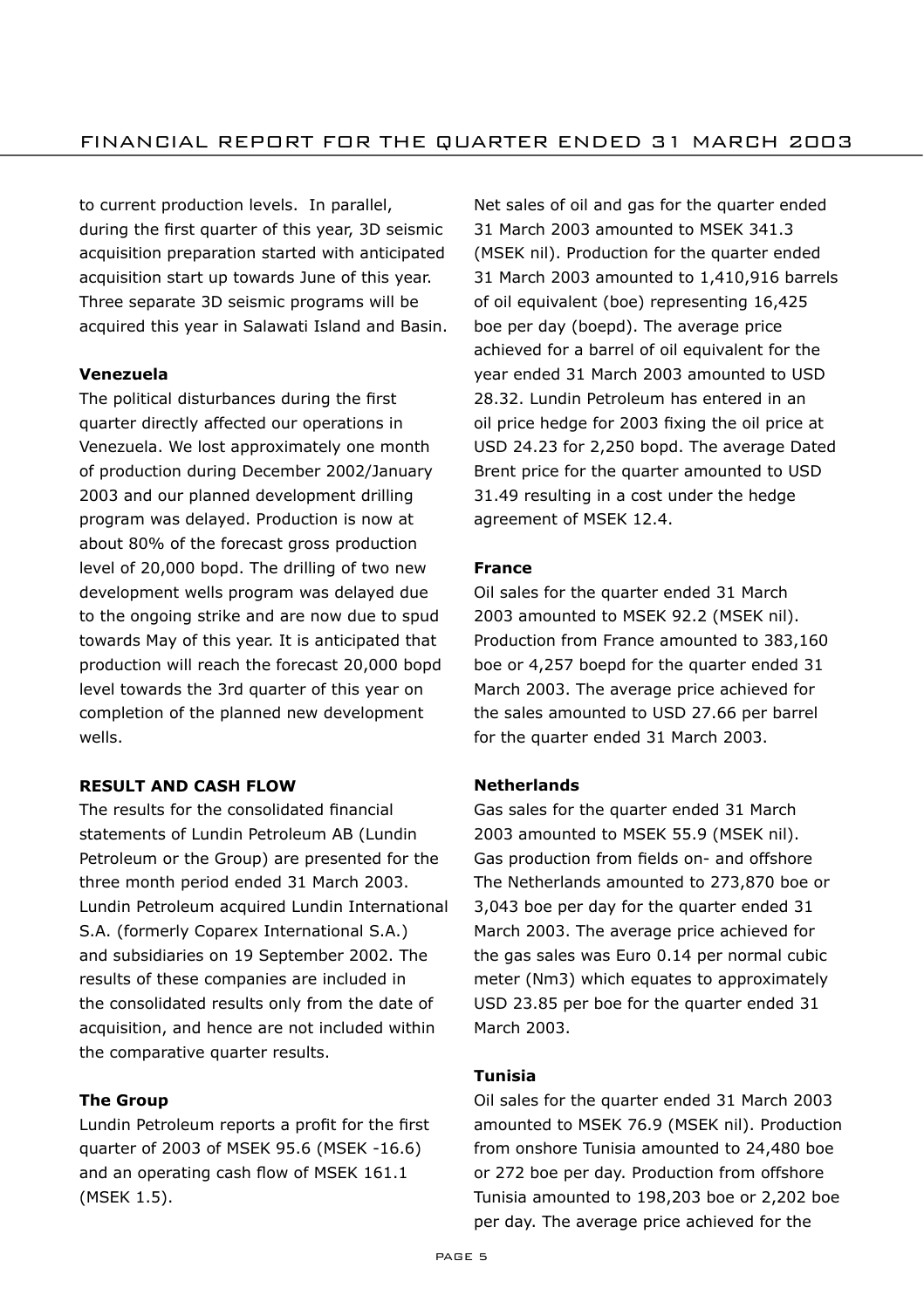to current production levels. In parallel, during the first quarter of this year, 3D seismic acquisition preparation started with anticipated acquisition start up towards June of this year. Three separate 3D seismic programs will be acquired this year in Salawati Island and Basin.

**Venezuela**

The political disturbances during the first quarter directly affected our operations in Venezuela. We lost approximately one month of production during December 2002/January 2003 and our planned development drilling program was delayed. Production is now at about 80% of the forecast gross production level of 20,000 bopd. The drilling of two new development wells program was delayed due to the ongoing strike and are now due to spud towards May of this year. It is anticipated that production will reach the forecast 20,000 bopd level towards the 3rd quarter of this year on completion of the planned new development wells.

**RESULT AND CASH FLOW**

The results for the consolidated financial statements of Lundin Petroleum AB (Lundin Petroleum or the Group) are presented for the three month period ended 31 March 2003. Lundin Petroleum acquired Lundin International S.A. (formerly Coparex International S.A.) and subsidiaries on 19 September 2002. The results of these companies are included in the consolidated results only from the date of acquisition, and hence are not included within the comparative quarter results.

**The Group**

Lundin Petroleum reports a profit for the first quarter of 2003 of MSEK 95.6 (MSEK -16.6) and an operating cash flow of MSEK 161.1 (MSEK 1.5).

Net sales of oil and gas for the quarter ended 31 March 2003 amounted to MSEK 341.3 (MSEK nil). Production for the quarter ended 31 March 2003 amounted to 1,410,916 barrels of oil equivalent (boe) representing 16,425 boe per day (boepd). The average price achieved for a barrel of oil equivalent for the year ended 31 March 2003 amounted to USD 28.32. Lundin Petroleum has entered in an oil price hedge for 2003 fixing the oil price at USD 24.23 for 2,250 bopd. The average Dated Brent price for the quarter amounted to USD 31.49 resulting in a cost under the hedge agreement of MSEK 12.4.

**France**

Oil sales for the quarter ended 31 March 2003 amounted to MSEK 92.2 (MSEK nil). Production from France amounted to 383,160 boe or 4,257 boepd for the quarter ended 31 March 2003. The average price achieved for the sales amounted to USD 27.66 per barrel for the quarter ended 31 March 2003.

**Netherlands**

Gas sales for the quarter ended 31 March 2003 amounted to MSEK 55.9 (MSEK nil). Gas production from fields on- and offshore The Netherlands amounted to 273,870 boe or 3,043 boe per day for the quarter ended 31 March 2003. The average price achieved for the gas sales was Euro 0.14 per normal cubic meter (Nm3) which equates to approximately USD 23.85 per boe for the quarter ended 31 March 2003.

**Tunisia**

Oil sales for the quarter ended 31 March 2003 amounted to MSEK 76.9 (MSEK nil). Production from onshore Tunisia amounted to 24,480 boe or 272 boe per day. Production from offshore Tunisia amounted to 198,203 boe or 2,202 boe per day. The average price achieved for the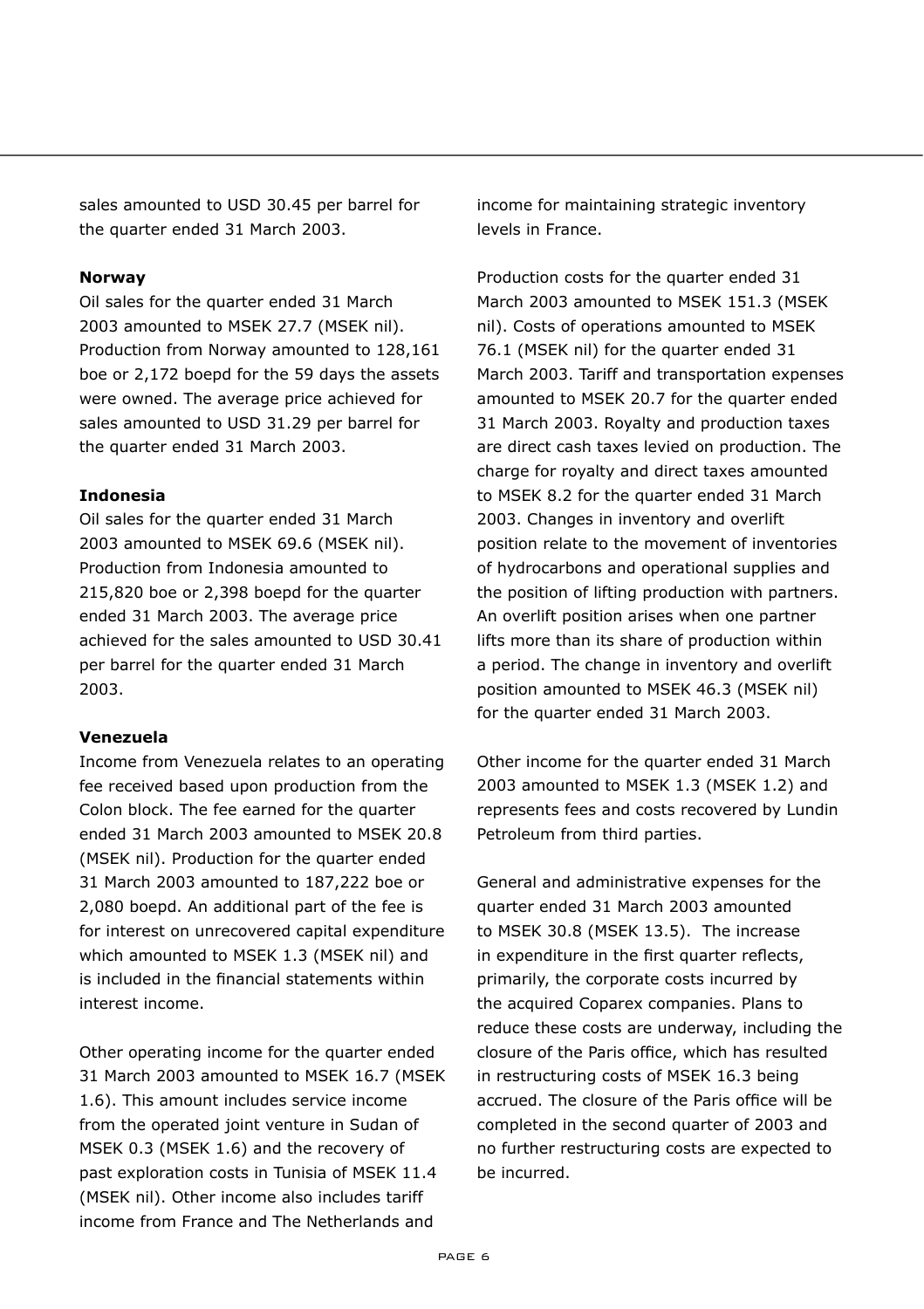sales amounted to USD 30.45 per barrel for the quarter ended 31 March 2003.

**Norway**

Oil sales for the quarter ended 31 March 2003 amounted to MSEK 27.7 (MSEK nil). Production from Norway amounted to 128,161 boe or 2,172 boepd for the 59 days the assets were owned. The average price achieved for sales amounted to USD 31.29 per barrel for the quarter ended 31 March 2003.

**Indonesia**

Oil sales for the quarter ended 31 March 2003 amounted to MSEK 69.6 (MSEK nil). Production from Indonesia amounted to 215,820 boe or 2,398 boepd for the quarter ended 31 March 2003. The average price achieved for the sales amounted to USD 30.41 per barrel for the quarter ended 31 March 2003.

**Venezuela**

Income from Venezuela relates to an operating fee received based upon production from the Colon block. The fee earned for the quarter ended 31 March 2003 amounted to MSEK 20.8 (MSEK nil). Production for the quarter ended 31 March 2003 amounted to 187,222 boe or 2,080 boepd. An additional part of the fee is for interest on unrecovered capital expenditure which amounted to MSEK 1.3 (MSEK nil) and is included in the financial statements within interest income.

Other operating income for the quarter ended 31 March 2003 amounted to MSEK 16.7 (MSEK 1.6). This amount includes service income from the operated joint venture in Sudan of MSEK 0.3 (MSEK 1.6) and the recovery of past exploration costs in Tunisia of MSEK 11.4 (MSEK nil). Other income also includes tariff income from France and The Netherlands and income for maintaining strategic inventory levels in France.

Production costs for the quarter ended 31 March 2003 amounted to MSEK 151.3 (MSEK nil). Costs of operations amounted to MSEK 76.1 (MSEK nil) for the quarter ended 31 March 2003. Tariff and transportation expenses amounted to MSEK 20.7 for the quarter ended 31 March 2003. Royalty and production taxes are direct cash taxes levied on production. The charge for royalty and direct taxes amounted to MSEK 8.2 for the quarter ended 31 March 2003. Changes in inventory and overlift position relate to the movement of inventories of hydrocarbons and operational supplies and the position of lifting production with partners. An overlift position arises when one partner lifts more than its share of production within a period. The change in inventory and overlift position amounted to MSEK 46.3 (MSEK nil) for the quarter ended 31 March 2003.

Other income for the quarter ended 31 March 2003 amounted to MSEK 1.3 (MSEK 1.2) and represents fees and costs recovered by Lundin Petroleum from third parties.

General and administrative expenses for the quarter ended 31 March 2003 amounted to MSEK 30.8 (MSEK 13.5). The increase in expenditure in the first quarter reflects, primarily, the corporate costs incurred by the acquired Coparex companies. Plans to reduce these costs are underway, including the closure of the Paris office, which has resulted in restructuring costs of MSEK 16.3 being accrued. The closure of the Paris office will be completed in the second quarter of 2003 and no further restructuring costs are expected to be incurred.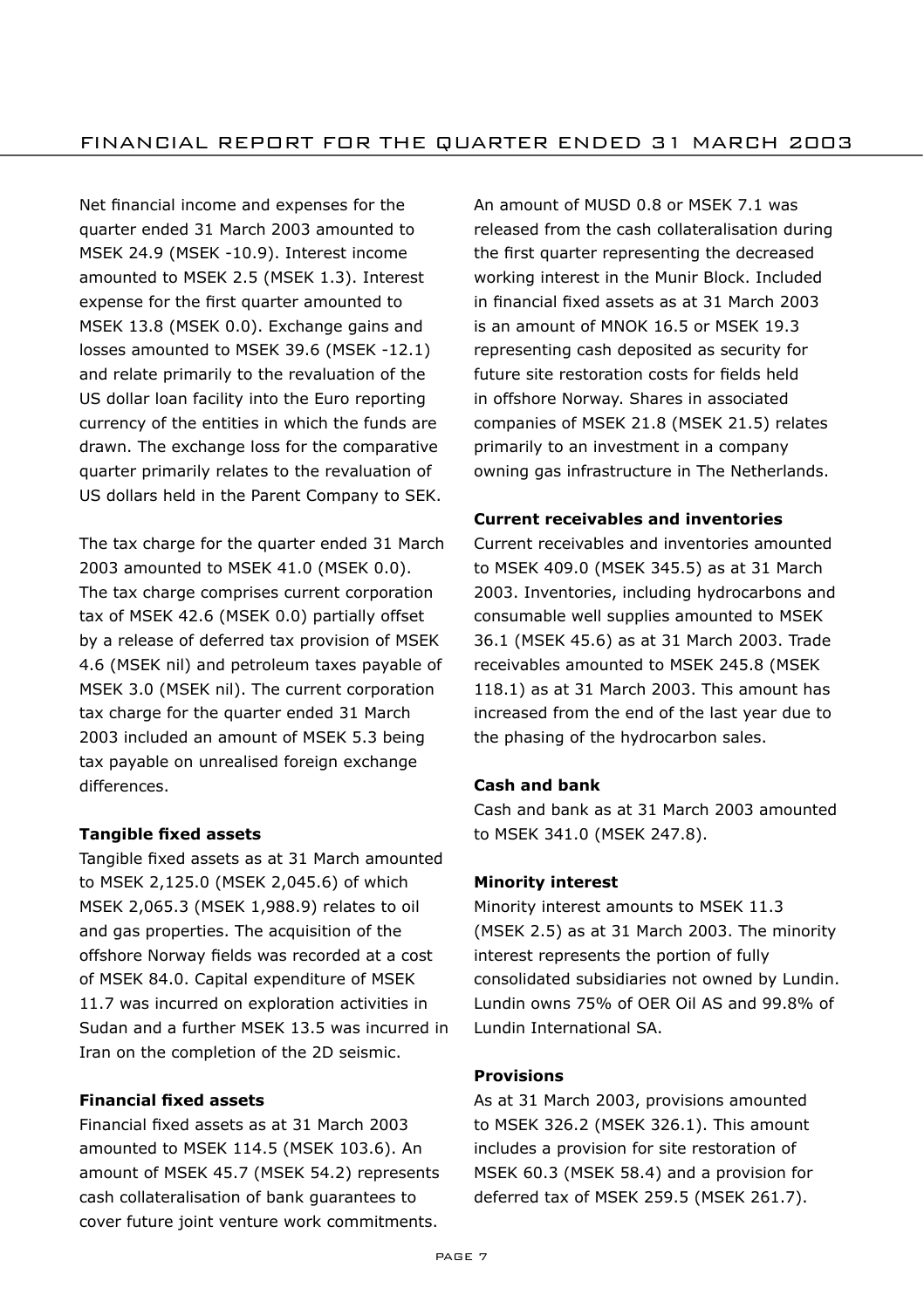Net financial income and expenses for the quarter ended 31 March 2003 amounted to MSEK 24.9 (MSEK -10.9). Interest income amounted to MSEK 2.5 (MSEK 1.3). Interest expense for the first quarter amounted to MSEK 13.8 (MSEK 0.0). Exchange gains and losses amounted to MSEK 39.6 (MSEK -12.1) and relate primarily to the revaluation of the US dollar loan facility into the Euro reporting currency of the entities in which the funds are drawn. The exchange loss for the comparative quarter primarily relates to the revaluation of US dollars held in the Parent Company to SEK.

The tax charge for the quarter ended 31 March 2003 amounted to MSEK 41.0 (MSEK 0.0). The tax charge comprises current corporation tax of MSEK 42.6 (MSEK 0.0) partially offset by a release of deferred tax provision of MSEK 4.6 (MSEK nil) and petroleum taxes payable of MSEK 3.0 (MSEK nil). The current corporation tax charge for the quarter ended 31 March 2003 included an amount of MSEK 5.3 being tax payable on unrealised foreign exchange differences.

**Tangible fixed assets**

Tangible fixed assets as at 31 March amounted to MSEK 2,125.0 (MSEK 2,045.6) of which MSEK 2,065.3 (MSEK 1,988.9) relates to oil and gas properties. The acquisition of the offshore Norway fields was recorded at a cost of MSEK 84.0. Capital expenditure of MSEK 11.7 was incurred on exploration activities in Sudan and a further MSEK 13.5 was incurred in Iran on the completion of the 2D seismic.

**Financial fixed assets**

Financial fixed assets as at 31 March 2003 amounted to MSEK 114.5 (MSEK 103.6). An amount of MSEK 45.7 (MSEK 54.2) represents cash collateralisation of bank guarantees to cover future joint venture work commitments. An amount of MUSD 0.8 or MSEK 7.1 was released from the cash collateralisation during the first quarter representing the decreased working interest in the Munir Block. Included in financial fixed assets as at 31 March 2003 is an amount of MNOK 16.5 or MSEK 19.3 representing cash deposited as security for future site restoration costs for fields held in offshore Norway. Shares in associated companies of MSEK 21.8 (MSEK 21.5) relates primarily to an investment in a company owning gas infrastructure in The Netherlands.

**Current receivables and inventories**

Current receivables and inventories amounted to MSEK 409.0 (MSEK 345.5) as at 31 March 2003. Inventories, including hydrocarbons and consumable well supplies amounted to MSEK 36.1 (MSEK 45.6) as at 31 March 2003. Trade receivables amounted to MSEK 245.8 (MSEK 118.1) as at 31 March 2003. This amount has increased from the end of the last year due to the phasing of the hydrocarbon sales.

**Cash and bank**

Cash and bank as at 31 March 2003 amounted to MSEK 341.0 (MSEK 247.8).

**Minority interest**

Minority interest amounts to MSEK 11.3 (MSEK 2.5) as at 31 March 2003. The minority interest represents the portion of fully consolidated subsidiaries not owned by Lundin. Lundin owns 75% of OER Oil AS and 99.8% of Lundin International SA.

**Provisions**

As at 31 March 2003, provisions amounted to MSEK 326.2 (MSEK 326.1). This amount includes a provision for site restoration of MSEK 60.3 (MSEK 58.4) and a provision for deferred tax of MSEK 259.5 (MSEK 261.7).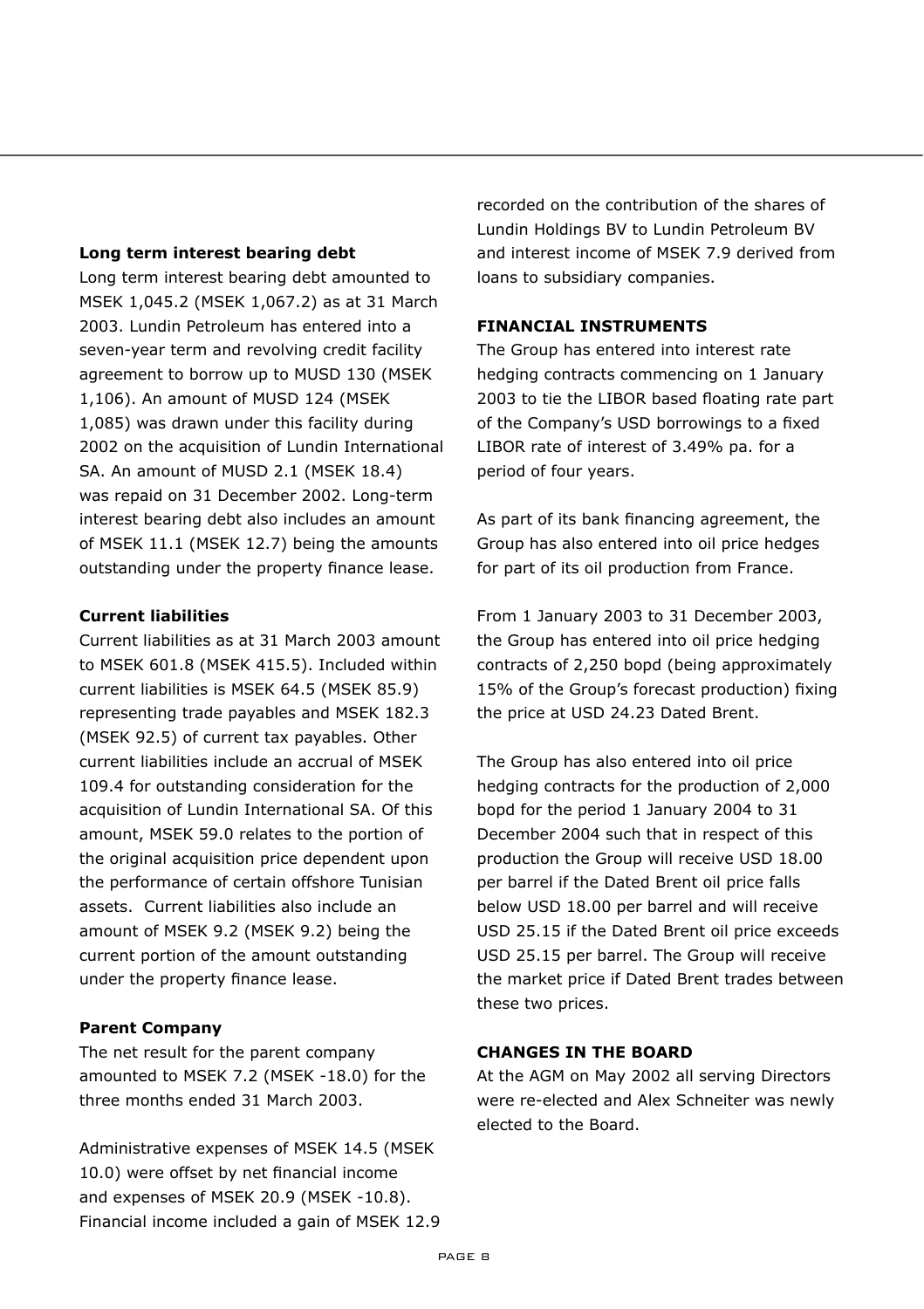**Long term interest bearing debt**

Long term interest bearing debt amounted to MSEK 1,045.2 (MSEK 1,067.2) as at 31 March 2003. Lundin Petroleum has entered into a seven-year term and revolving credit facility agreement to borrow up to MUSD 130 (MSEK 1,106). An amount of MUSD 124 (MSEK 1,085) was drawn under this facility during 2002 on the acquisition of Lundin International SA. An amount of MUSD 2.1 (MSEK 18.4) was repaid on 31 December 2002. Long-term interest bearing debt also includes an amount of MSEK 11.1 (MSEK 12.7) being the amounts outstanding under the property finance lease.

**Current liabilities**

Current liabilities as at 31 March 2003 amount to MSEK 601.8 (MSEK 415.5). Included within current liabilities is MSEK 64.5 (MSEK 85.9) representing trade payables and MSEK 182.3 (MSEK 92.5) of current tax payables. Other current liabilities include an accrual of MSEK 109.4 for outstanding consideration for the acquisition of Lundin International SA. Of this amount, MSEK 59.0 relates to the portion of the original acquisition price dependent upon the performance of certain offshore Tunisian assets. Current liabilities also include an amount of MSEK 9.2 (MSEK 9.2) being the current portion of the amount outstanding under the property finance lease.

**Parent Company**

The net result for the parent company amounted to MSEK 7.2 (MSEK -18.0) for the three months ended 31 March 2003.

Administrative expenses of MSEK 14.5 (MSEK 10.0) were offset by net financial income and expenses of MSEK 20.9 (MSEK -10.8). Financial income included a gain of MSEK 12.9 recorded on the contribution of the shares of Lundin Holdings BV to Lundin Petroleum BV and interest income of MSEK 7.9 derived from loans to subsidiary companies.

**FINANCIAL INSTRUMENTS**

The Group has entered into interest rate hedging contracts commencing on 1 January 2003 to tie the LIBOR based floating rate part of the Company's USD borrowings to a fixed LIBOR rate of interest of 3.49% pa. for a period of four years.

As part of its bank financing agreement, the Group has also entered into oil price hedges for part of its oil production from France.

From 1 January 2003 to 31 December 2003, the Group has entered into oil price hedging contracts of 2,250 bopd (being approximately 15% of the Group's forecast production) fixing the price at USD 24.23 Dated Brent.

The Group has also entered into oil price hedging contracts for the production of 2,000 bopd for the period 1 January 2004 to 31 December 2004 such that in respect of this production the Group will receive USD 18.00 per barrel if the Dated Brent oil price falls below USD 18.00 per barrel and will receive USD 25.15 if the Dated Brent oil price exceeds USD 25.15 per barrel. The Group will receive the market price if Dated Brent trades between these two prices.

**CHANGES IN THE BOARD**

At the AGM on May 2002 all serving Directors were re-elected and Alex Schneiter was newly elected to the Board.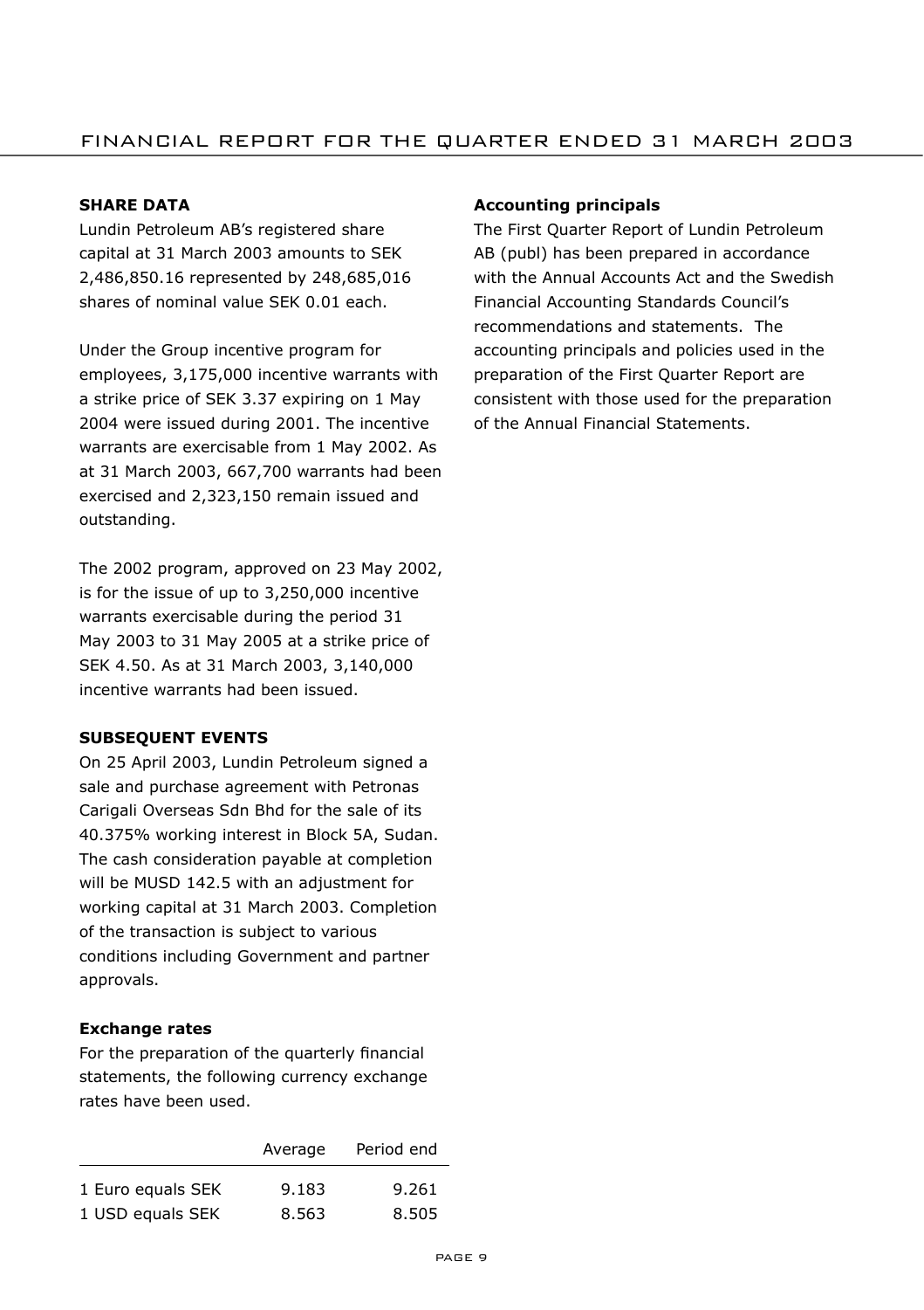## SHARE DATA

Lundin Petroleum AB's registered share capital at 31 March 2003 amounts to SEK 2,486,850.16 represented by 248,685,016 shares of nominal value SEK 0.01 each.

Under the Group incentive program for employees, 3,175,000 incentive warrants with a strike price of SEK 3.37 expiring on 1 May 2004 were issued during 2001. The incentive warrants are exercisable from 1 May 2002. As at 31 March 2003, 667,700 warrants had been exercised and 2,323,150 remain issued and outstanding.

The 2002 program, approved on 23 May 2002, is for the issue of up to 3,250,000 incentive warrants exercisable during the period 31 May 2003 to 31 May 2005 at a strike price of SEK 4.50. As at 31 March 2003, 3,140,000 incentive warrants had been issued.

## SUBSEQUENT EVENTS

On 25 April 2003, Lundin Petroleum signed a sale and purchase agreement with Petronas Carigali Overseas Sdn Bhd for the sale of its 40.375% working interest in Block 5A, Sudan. The cash consideration payable at completion will be MUSD 142.5 with an adjustment for working capital at 31 March 2003. Completion of the transaction is subject to various conditions including Government and partner approvals.

### Exchange rates

For the preparation of the quarterly financial statements, the following currency exchange rates have been used.

| | Average | Period end |
|---|---|---|
| 1 Euro equals SEK | 9.183 | 9.261 |
| 1 USD equals SEK | 8.563 | 8.505 |

### Accounting principals

The First Quarter Report of Lundin Petroleum AB (publ) has been prepared in accordance with the Annual Accounts Act and the Swedish Financial Accounting Standards Council's recommendations and statements. The accounting principals and policies used in the preparation of the First Quarter Report are consistent with those used for the preparation of the Annual Financial Statements.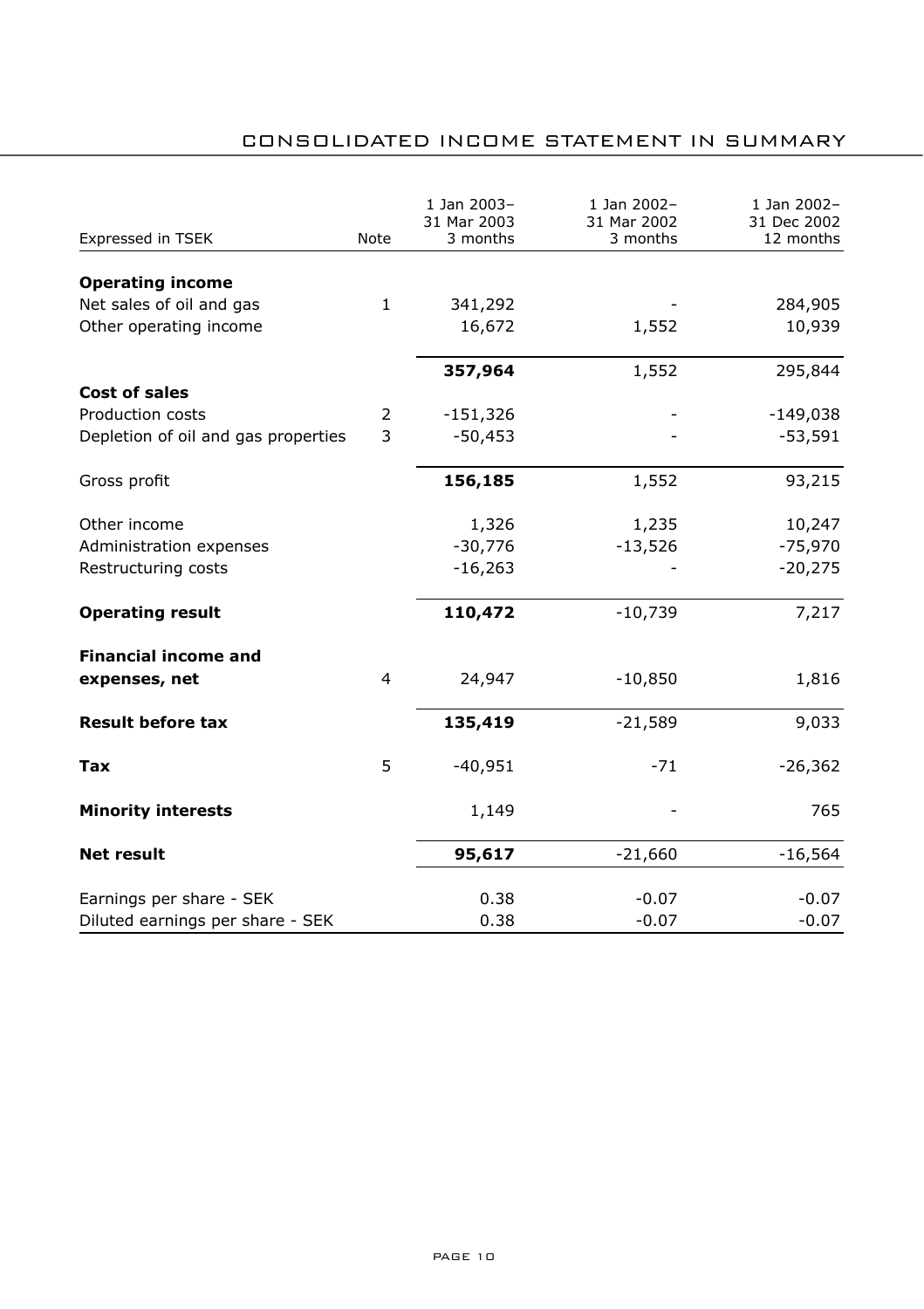# CONSOLIDATED INCOME STATEMENT IN SUMMARY

| Expressed in TSEK | Note | 1 Jan 2003– 31 Mar 2003 3 months | 1 Jan 2002– 31 Mar 2002 3 months | 1 Jan 2002– 31 Dec 2002 12 months |
|---|---|---|---|---|
| **Operating income** | | | | |
| Net sales of oil and gas | 1 | 341,292 | - | 284,905 |
| Other operating income | | 16,672 | 1,552 | 10,939 |
| | | **357,964** | 1,552 | 295,844 |
| **Cost of sales** | | | | |
| Production costs | 2 | -151,326 | - | -149,038 |
| Depletion of oil and gas properties | 3 | -50,453 | - | -53,591 |
| Gross profit | | **156,185** | 1,552 | 93,215 |
| Other income | | 1,326 | 1,235 | 10,247 |
| Administration expenses | | -30,776 | -13,526 | -75,970 |
| Restructuring costs | | -16,263 | - | -20,275 |
| **Operating result** | | **110,472** | -10,739 | 7,217 |
| **Financial income and expenses, net** | 4 | 24,947 | -10,850 | 1,816 |
| **Result before tax** | | **135,419** | -21,589 | 9,033 |
| **Tax** | 5 | -40,951 | -71 | -26,362 |
| **Minority interests** | | 1,149 | - | 765 |
| **Net result** | | **95,617** | -21,660 | -16,564 |
| Earnings per share - SEK | | 0.38 | -0.07 | -0.07 |
| Diluted earnings per share - SEK | | 0.38 | -0.07 | -0.07 |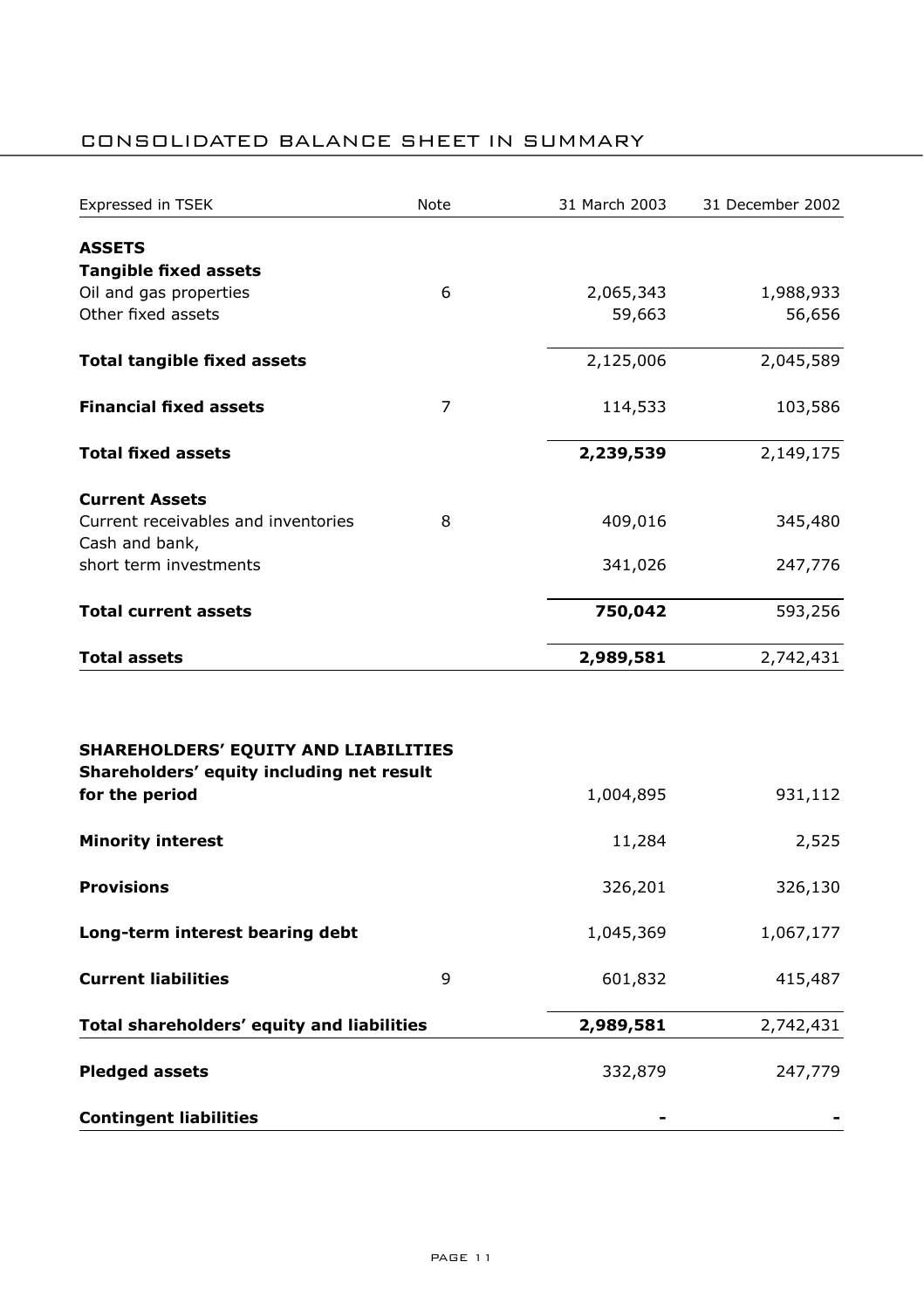# CONSOLIDATED BALANCE SHEET IN SUMMARY

| Expressed in TSEK | Note | 31 March 2003 | 31 December 2002 |
|---|---|---|---|
| **ASSETS** | | | |
| **Tangible fixed assets** | | | |
| Oil and gas properties | 6 | 2,065,343 | 1,988,933 |
| Other fixed assets | | 59,663 | 56,656 |
| **Total tangible fixed assets** | | 2,125,006 | 2,045,589 |
| **Financial fixed assets** | 7 | 114,533 | 103,586 |
| **Total fixed assets** | | **2,239,539** | 2,149,175 |
| **Current Assets** | | | |
| Current receivables and inventories | 8 | 409,016 | 345,480 |
| Cash and bank, short term investments | | 341,026 | 247,776 |
| **Total current assets** | | **750,042** | 593,256 |
| **Total assets** | | **2,989,581** | 2,742,431 |
| | | | |
| **SHAREHOLDERS' EQUITY AND LIABILITIES** | | | |
| **Shareholders' equity including net result for the period** | | 1,004,895 | 931,112 |
| **Minority interest** | | 11,284 | 2,525 |
| **Provisions** | | 326,201 | 326,130 |
| **Long-term interest bearing debt** | | 1,045,369 | 1,067,177 |
| **Current liabilities** | 9 | 601,832 | 415,487 |
| **Total shareholders' equity and liabilities** | | **2,989,581** | 2,742,431 |
| **Pledged assets** | | 332,879 | 247,779 |
| **Contingent liabilities** | | **-** | **-** |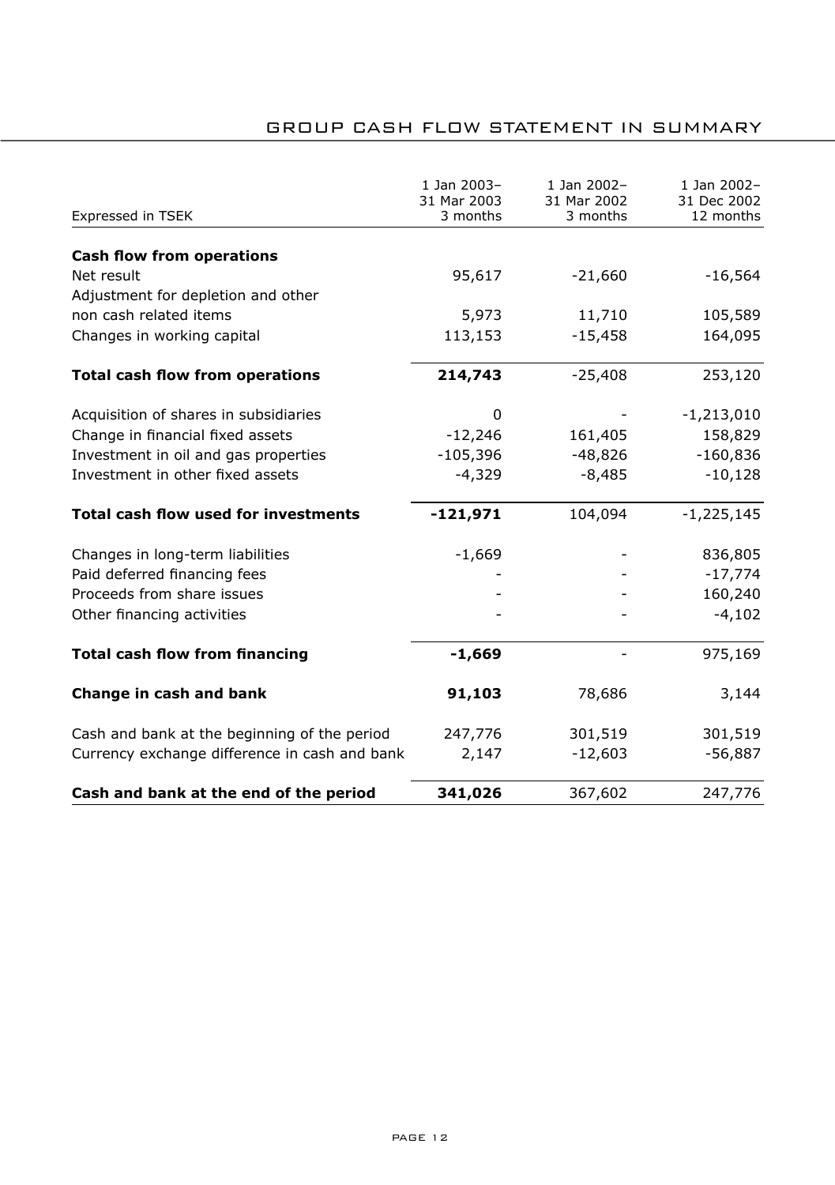## GROUP CASH FLOW STATEMENT IN SUMMARY

| Expressed in TSEK | 1 Jan 2003– 31 Mar 2003 3 months | 1 Jan 2002– 31 Mar 2002 3 months | 1 Jan 2002– 31 Dec 2002 12 months |
|---|---|---|---|
| **Cash flow from operations** | | | |
| Net result | 95,617 | -21,660 | -16,564 |
| Adjustment for depletion and other non cash related items | 5,973 | 11,710 | 105,589 |
| Changes in working capital | 113,153 | -15,458 | 164,095 |
| **Total cash flow from operations** | **214,743** | -25,408 | 253,120 |
| Acquisition of shares in subsidiaries | 0 | - | -1,213,010 |
| Change in financial fixed assets | -12,246 | 161,405 | 158,829 |
| Investment in oil and gas properties | -105,396 | -48,826 | -160,836 |
| Investment in other fixed assets | -4,329 | -8,485 | -10,128 |
| **Total cash flow used for investments** | **-121,971** | 104,094 | -1,225,145 |
| Changes in long-term liabilities | -1,669 | - | 836,805 |
| Paid deferred financing fees | - | - | -17,774 |
| Proceeds from share issues | - | - | 160,240 |
| Other financing activities | - | - | -4,102 |
| **Total cash flow from financing** | **-1,669** | - | 975,169 |
| **Change in cash and bank** | **91,103** | 78,686 | 3,144 |
| Cash and bank at the beginning of the period | 247,776 | 301,519 | 301,519 |
| Currency exchange difference in cash and bank | 2,147 | -12,603 | -56,887 |
| **Cash and bank at the end of the period** | **341,026** | 367,602 | 247,776 |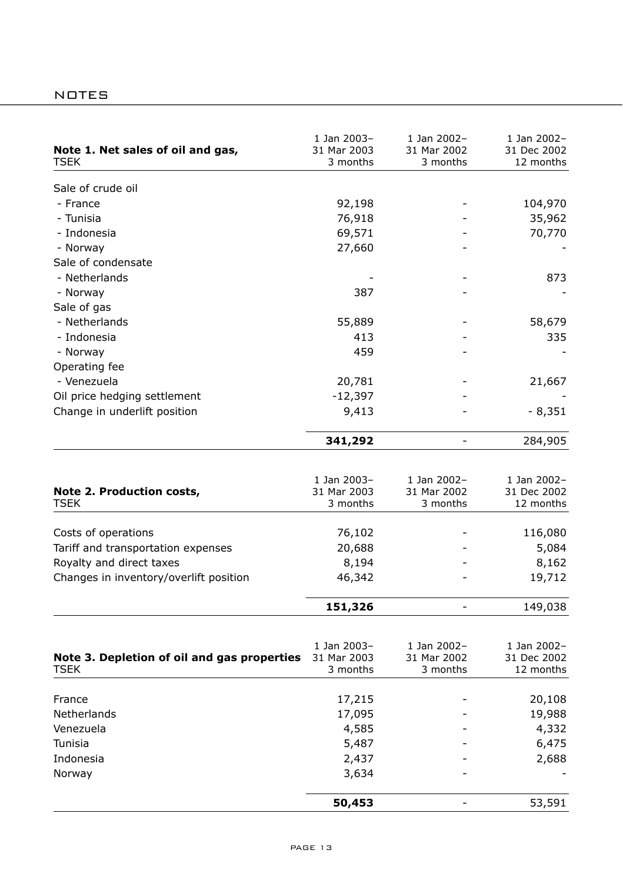## NOTES

| Note 1. Net sales of oil and gas, TSEK | 1 Jan 2003– 31 Mar 2003 3 months | 1 Jan 2002– 31 Mar 2002 3 months | 1 Jan 2002– 31 Dec 2002 12 months |
|---|---|---|---|
| Sale of crude oil | | | |
| - France | 92,198 | - | 104,970 |
| - Tunisia | 76,918 | - | 35,962 |
| - Indonesia | 69,571 | - | 70,770 |
| - Norway | 27,660 | - | - |
| Sale of condensate | | | |
| - Netherlands | - | - | 873 |
| - Norway | 387 | - | - |
| Sale of gas | | | |
| - Netherlands | 55,889 | - | 58,679 |
| - Indonesia | 413 | - | 335 |
| - Norway | 459 | - | - |
| Operating fee | | | |
| - Venezuela | 20,781 | - | 21,667 |
| Oil price hedging settlement | -12,397 | - | - |
| Change in underlift position | 9,413 | - | - 8,351 |
| | **341,292** | - | 284,905 |

| Note 2. Production costs, TSEK | 1 Jan 2003– 31 Mar 2003 3 months | 1 Jan 2002– 31 Mar 2002 3 months | 1 Jan 2002– 31 Dec 2002 12 months |
|---|---|---|---|
| Costs of operations | 76,102 | - | 116,080 |
| Tariff and transportation expenses | 20,688 | - | 5,084 |
| Royalty and direct taxes | 8,194 | - | 8,162 |
| Changes in inventory/overlift position | 46,342 | - | 19,712 |
| | **151,326** | - | 149,038 |

| Note 3. Depletion of oil and gas properties TSEK | 1 Jan 2003– 31 Mar 2003 3 months | 1 Jan 2002– 31 Mar 2002 3 months | 1 Jan 2002– 31 Dec 2002 12 months |
|---|---|---|---|
| France | 17,215 | - | 20,108 |
| Netherlands | 17,095 | - | 19,988 |
| Venezuela | 4,585 | - | 4,332 |
| Tunisia | 5,487 | - | 6,475 |
| Indonesia | 2,437 | - | 2,688 |
| Norway | 3,634 | - | - |
| | **50,453** | - | 53,591 |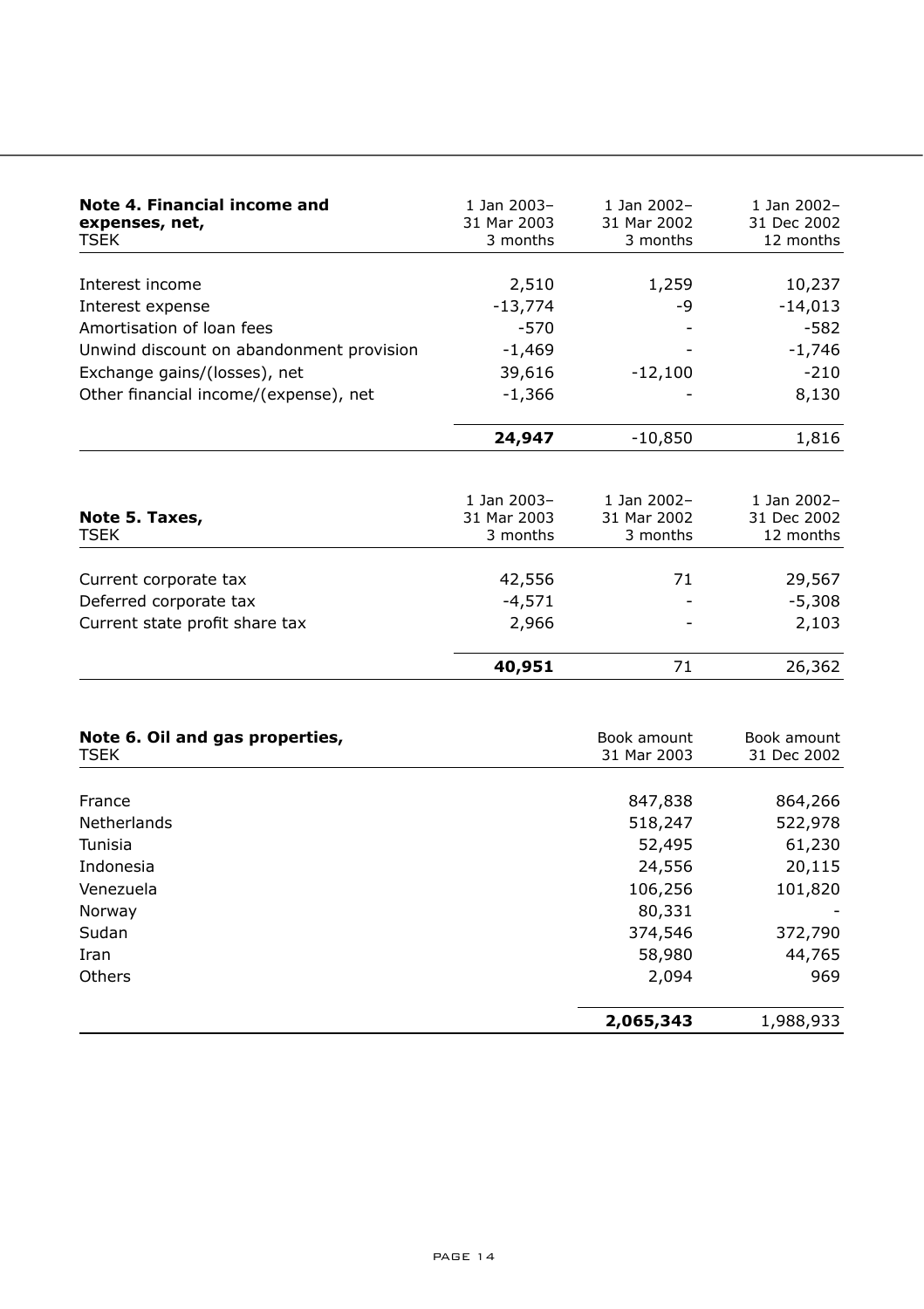| **Note 4. Financial income and expenses, net,** TSEK | 1 Jan 2003– 31 Mar 2003 3 months | 1 Jan 2002– 31 Mar 2002 3 months | 1 Jan 2002– 31 Dec 2002 12 months |
|---|---|---|---|
| Interest income | 2,510 | 1,259 | 10,237 |
| Interest expense | -13,774 | -9 | -14,013 |
| Amortisation of loan fees | -570 | - | -582 |
| Unwind discount on abandonment provision | -1,469 | - | -1,746 |
| Exchange gains/(losses), net | 39,616 | -12,100 | -210 |
| Other financial income/(expense), net | -1,366 | - | 8,130 |
| | **24,947** | -10,850 | 1,816 |

| **Note 5. Taxes,** TSEK | 1 Jan 2003– 31 Mar 2003 3 months | 1 Jan 2002– 31 Mar 2002 3 months | 1 Jan 2002– 31 Dec 2002 12 months |
|---|---|---|---|
| Current corporate tax | 42,556 | 71 | 29,567 |
| Deferred corporate tax | -4,571 | - | -5,308 |
| Current state profit share tax | 2,966 | - | 2,103 |
| | **40,951** | 71 | 26,362 |

| **Note 6. Oil and gas properties,** TSEK | Book amount 31 Mar 2003 | Book amount 31 Dec 2002 |
|---|---|---|
| France | 847,838 | 864,266 |
| Netherlands | 518,247 | 522,978 |
| Tunisia | 52,495 | 61,230 |
| Indonesia | 24,556 | 20,115 |
| Venezuela | 106,256 | 101,820 |
| Norway | 80,331 | - |
| Sudan | 374,546 | 372,790 |
| Iran | 58,980 | 44,765 |
| Others | 2,094 | 969 |
| | **2,065,343** | 1,988,933 |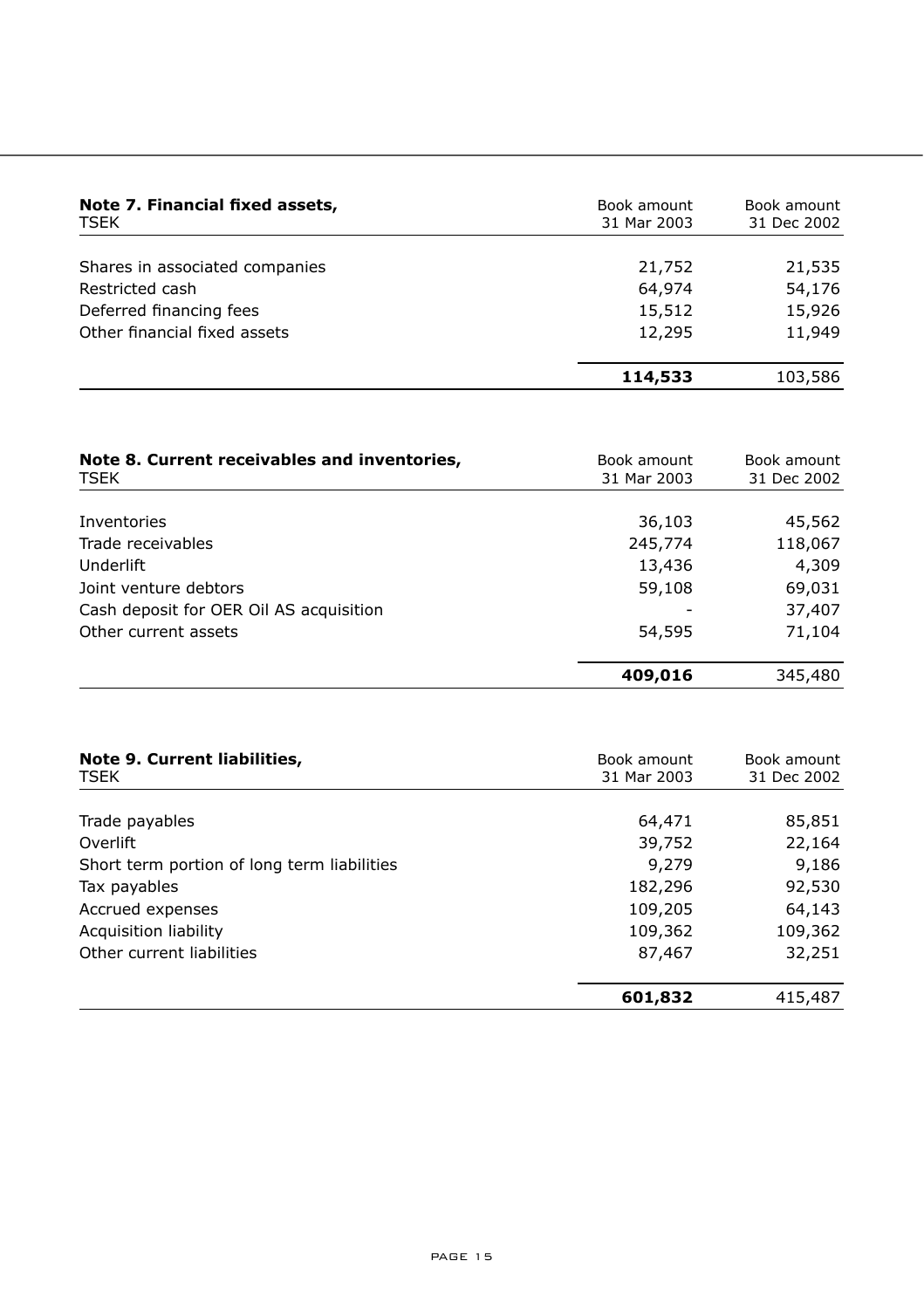| **Note 7. Financial fixed assets,** TSEK | Book amount 31 Mar 2003 | Book amount 31 Dec 2002 |
| --- | --- | --- |
| Shares in associated companies | 21,752 | 21,535 |
| Restricted cash | 64,974 | 54,176 |
| Deferred financing fees | 15,512 | 15,926 |
| Other financial fixed assets | 12,295 | 11,949 |
| | **114,533** | 103,586 |

| **Note 8. Current receivables and inventories,** TSEK | Book amount 31 Mar 2003 | Book amount 31 Dec 2002 |
| --- | --- | --- |
| Inventories | 36,103 | 45,562 |
| Trade receivables | 245,774 | 118,067 |
| Underlift | 13,436 | 4,309 |
| Joint venture debtors | 59,108 | 69,031 |
| Cash deposit for OER Oil AS acquisition | - | 37,407 |
| Other current assets | 54,595 | 71,104 |
| | **409,016** | 345,480 |

| **Note 9. Current liabilities,** TSEK | Book amount 31 Mar 2003 | Book amount 31 Dec 2002 |
| --- | --- | --- |
| Trade payables | 64,471 | 85,851 |
| Overlift | 39,752 | 22,164 |
| Short term portion of long term liabilities | 9,279 | 9,186 |
| Tax payables | 182,296 | 92,530 |
| Accrued expenses | 109,205 | 64,143 |
| Acquisition liability | 109,362 | 109,362 |
| Other current liabilities | 87,467 | 32,251 |
| | **601,832** | 415,487 |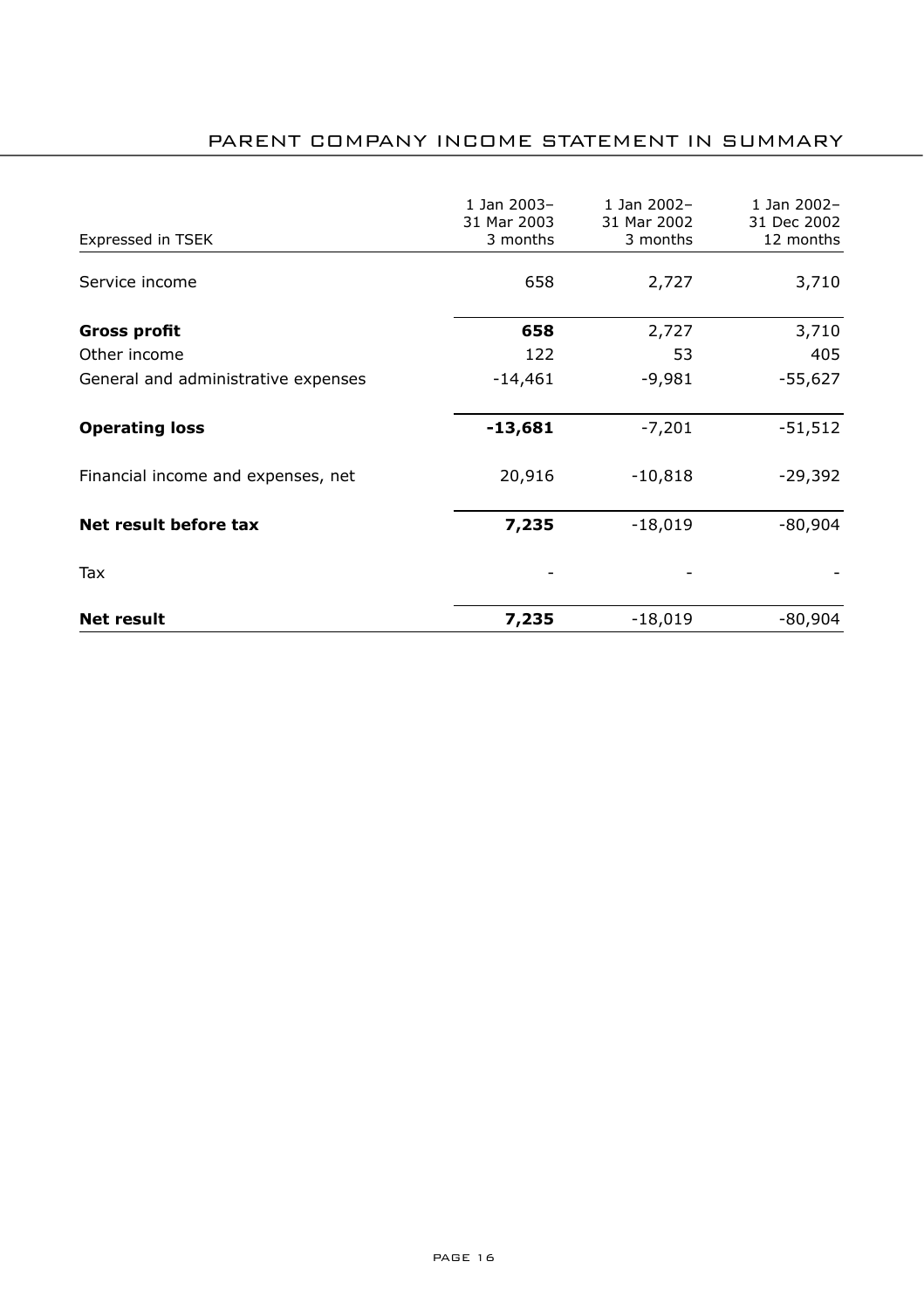# PARENT COMPANY INCOME STATEMENT IN SUMMARY

| Expressed in TSEK | 1 Jan 2003– 31 Mar 2003 3 months | 1 Jan 2002– 31 Mar 2002 3 months | 1 Jan 2002– 31 Dec 2002 12 months |
|---|---|---|---|
| Service income | 658 | 2,727 | 3,710 |
| **Gross profit** | **658** | 2,727 | 3,710 |
| Other income | 122 | 53 | 405 |
| General and administrative expenses | -14,461 | -9,981 | -55,627 |
| **Operating loss** | **-13,681** | -7,201 | -51,512 |
| Financial income and expenses, net | 20,916 | -10,818 | -29,392 |
| **Net result before tax** | **7,235** | -18,019 | -80,904 |
| Tax | - | - | - |
| **Net result** | **7,235** | -18,019 | -80,904 |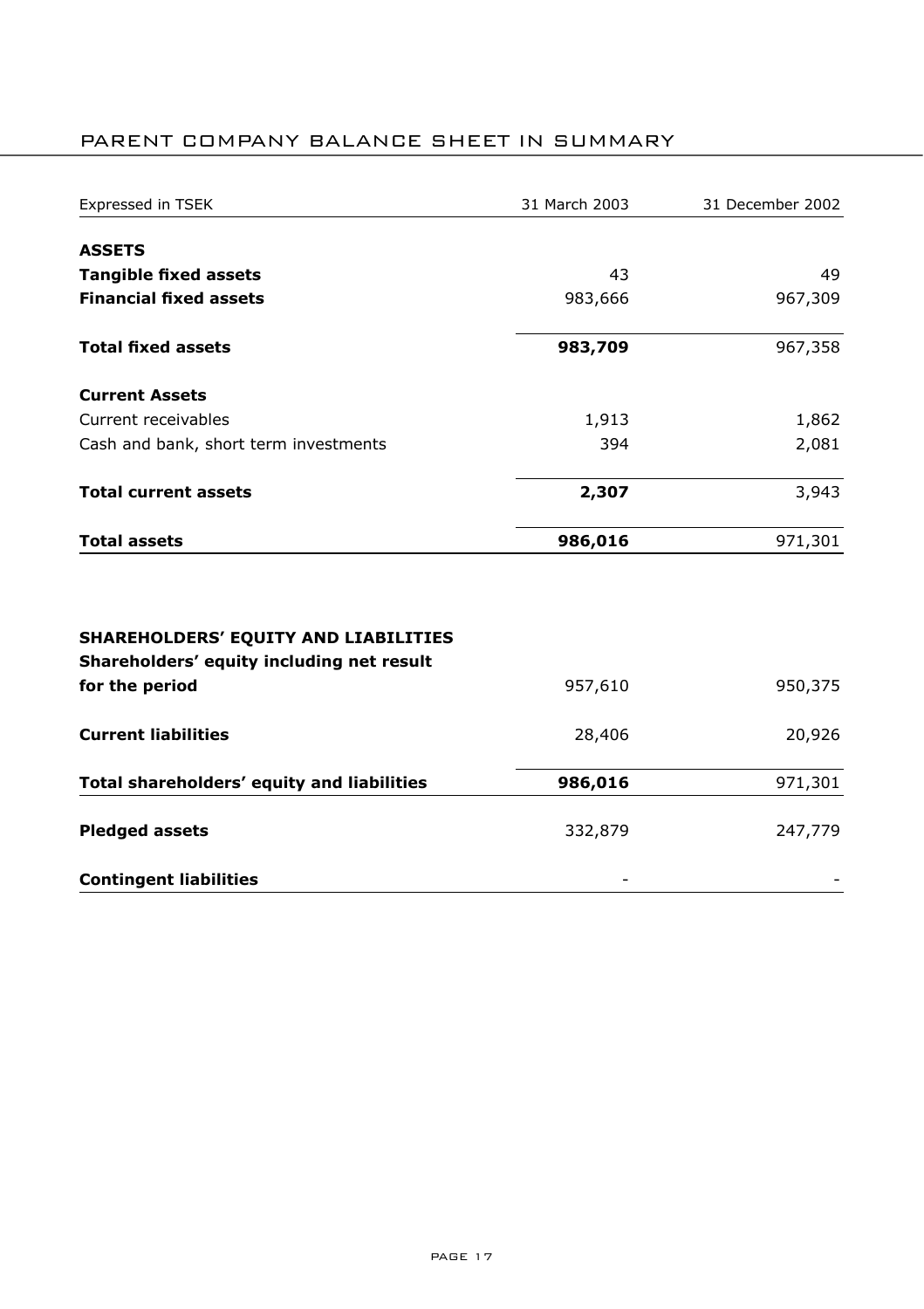# PARENT COMPANY BALANCE SHEET IN SUMMARY

| Expressed in TSEK | 31 March 2003 | 31 December 2002 |
|---|---|---|
| **ASSETS** | | |
| **Tangible fixed assets** | 43 | 49 |
| **Financial fixed assets** | 983,666 | 967,309 |
| **Total fixed assets** | **983,709** | 967,358 |
| **Current Assets** | | |
| Current receivables | 1,913 | 1,862 |
| Cash and bank, short term investments | 394 | 2,081 |
| **Total current assets** | **2,307** | 3,943 |
| **Total assets** | **986,016** | 971,301 |
| | | |
| **SHAREHOLDERS' EQUITY AND LIABILITIES** | | |
| **Shareholders' equity including net result for the period** | 957,610 | 950,375 |
| **Current liabilities** | 28,406 | 20,926 |
| **Total shareholders' equity and liabilities** | **986,016** | 971,301 |
| **Pledged assets** | 332,879 | 247,779 |
| **Contingent liabilities** | - | - |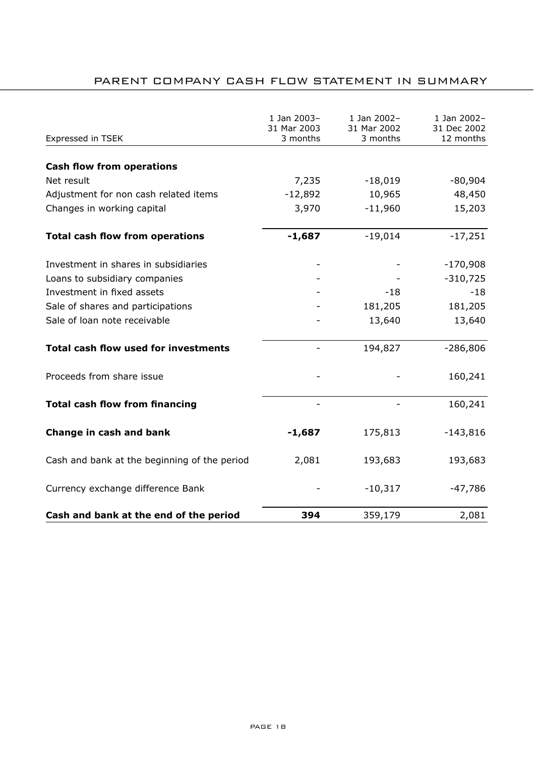## PARENT COMPANY CASH FLOW STATEMENT IN SUMMARY

| Expressed in TSEK | 1 Jan 2003– 31 Mar 2003 3 months | 1 Jan 2002– 31 Mar 2002 3 months | 1 Jan 2002– 31 Dec 2002 12 months |
|---|---|---|---|
| **Cash flow from operations** | | | |
| Net result | 7,235 | -18,019 | -80,904 |
| Adjustment for non cash related items | -12,892 | 10,965 | 48,450 |
| Changes in working capital | 3,970 | -11,960 | 15,203 |
| **Total cash flow from operations** | **-1,687** | -19,014 | -17,251 |
| Investment in shares in subsidiaries | - | - | -170,908 |
| Loans to subsidiary companies | - | - | -310,725 |
| Investment in fixed assets | - | -18 | -18 |
| Sale of shares and participations | - | 181,205 | 181,205 |
| Sale of loan note receivable | - | 13,640 | 13,640 |
| **Total cash flow used for investments** | - | 194,827 | -286,806 |
| Proceeds from share issue | - | - | 160,241 |
| **Total cash flow from financing** | - | - | 160,241 |
| **Change in cash and bank** | **-1,687** | 175,813 | -143,816 |
| Cash and bank at the beginning of the period | 2,081 | 193,683 | 193,683 |
| Currency exchange difference Bank | - | -10,317 | -47,786 |
| **Cash and bank at the end of the period** | **394** | 359,179 | 2,081 |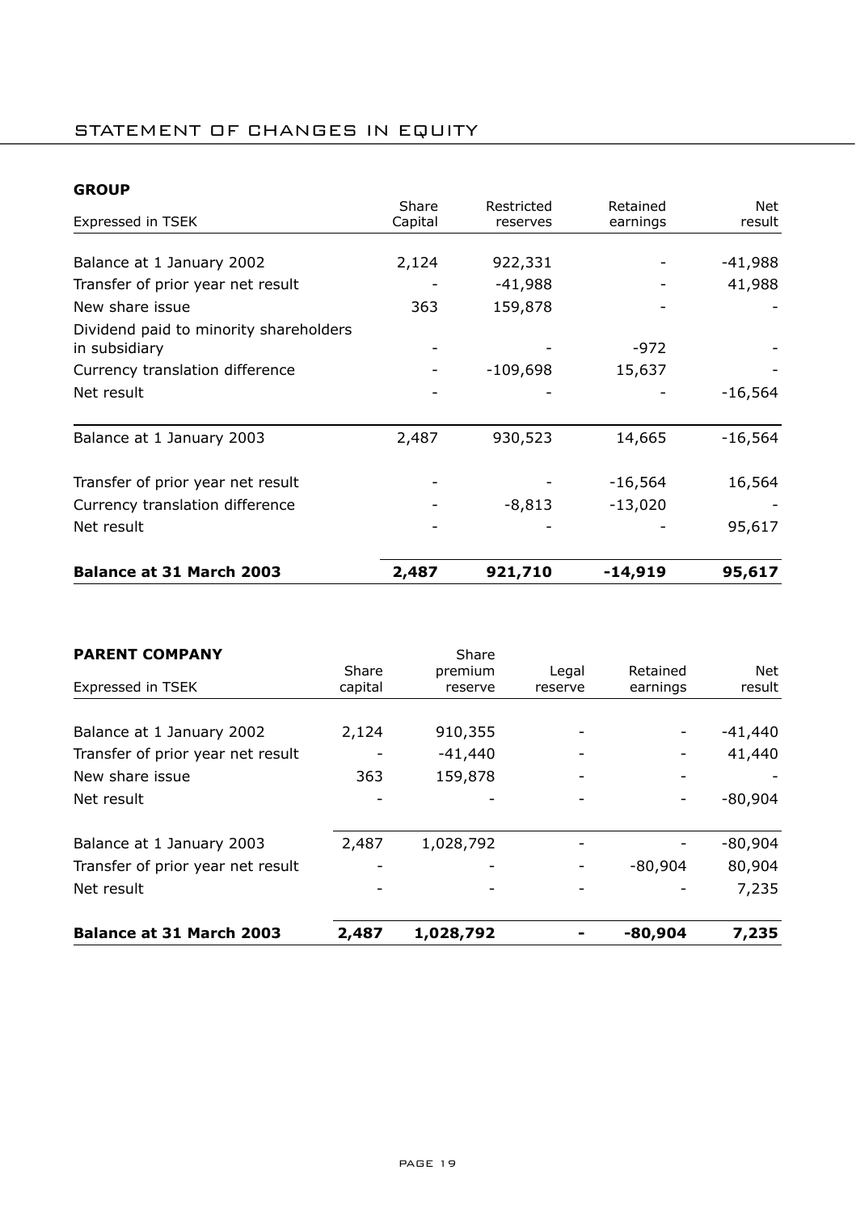# STATEMENT OF CHANGES IN EQUITY

## GROUP

| Expressed in TSEK | Share Capital | Restricted reserves | Retained earnings | Net result |
|---|---|---|---|---|
| Balance at 1 January 2002 | 2,124 | 922,331 | - | -41,988 |
| Transfer of prior year net result | - | -41,988 | - | 41,988 |
| New share issue | 363 | 159,878 | - | - |
| Dividend paid to minority shareholders in subsidiary | - | - | -972 | - |
| Currency translation difference | - | -109,698 | 15,637 | - |
| Net result | - | - | - | -16,564 |
| Balance at 1 January 2003 | 2,487 | 930,523 | 14,665 | -16,564 |
| Transfer of prior year net result | - | - | -16,564 | 16,564 |
| Currency translation difference | - | -8,813 | -13,020 | - |
| Net result | - | - | - | 95,617 |
| **Balance at 31 March 2003** | **2,487** | **921,710** | **-14,919** | **95,617** |

## PARENT COMPANY

| Expressed in TSEK | Share capital | Share premium reserve | Legal reserve | Retained earnings | Net result |
|---|---|---|---|---|---|
| Balance at 1 January 2002 | 2,124 | 910,355 | - | - | -41,440 |
| Transfer of prior year net result | - | -41,440 | - | - | 41,440 |
| New share issue | 363 | 159,878 | - | - | - |
| Net result | - | - | - | - | -80,904 |
| Balance at 1 January 2003 | 2,487 | 1,028,792 | - | - | -80,904 |
| Transfer of prior year net result | - | - | - | -80,904 | 80,904 |
| Net result | - | - | - | - | 7,235 |
| **Balance at 31 March 2003** | **2,487** | **1,028,792** | **-** | **-80,904** | **7,235** |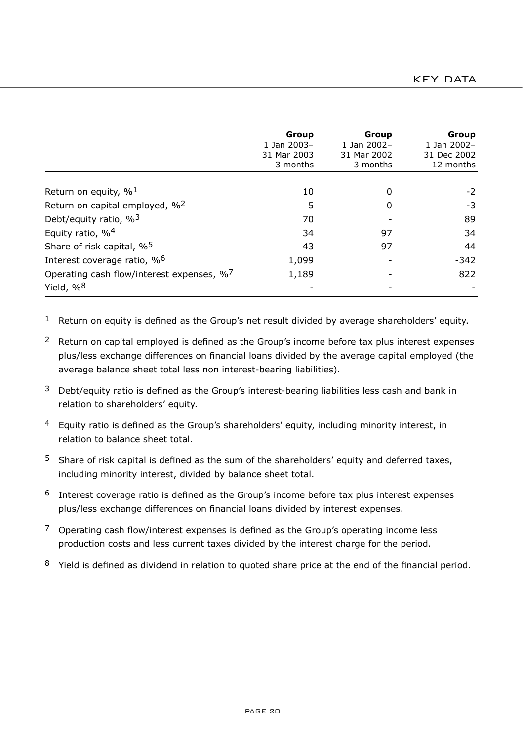# KEY DATA

| | Group<br>1 Jan 2003–<br>31 Mar 2003<br>3 months | Group<br>1 Jan 2002–<br>31 Mar 2002<br>3 months | Group<br>1 Jan 2002–<br>31 Dec 2002<br>12 months |
|---|---|---|---|
| Return on equity, %[1] | 10 | 0 | -2 |
| Return on capital employed, %[2] | 5 | 0 | -3 |
| Debt/equity ratio, %[3] | 70 | - | 89 |
| Equity ratio, %[4] | 34 | 97 | 34 |
| Share of risk capital, %[5] | 43 | 97 | 44 |
| Interest coverage ratio, %[6] | 1,099 | - | -342 |
| Operating cash flow/interest expenses, %[7] | 1,189 | - | 822 |
| Yield, %[8] | - | - | - |

[1] Return on equity is defined as the Group's net result divided by average shareholders' equity.

[2] Return on capital employed is defined as the Group's income before tax plus interest expenses plus/less exchange differences on financial loans divided by the average capital employed (the average balance sheet total less non interest-bearing liabilities).

[3] Debt/equity ratio is defined as the Group's interest-bearing liabilities less cash and bank in relation to shareholders' equity.

[4] Equity ratio is defined as the Group's shareholders' equity, including minority interest, in relation to balance sheet total.

[5] Share of risk capital is defined as the sum of the shareholders' equity and deferred taxes, including minority interest, divided by balance sheet total.

[6] Interest coverage ratio is defined as the Group's income before tax plus interest expenses plus/less exchange differences on financial loans divided by interest expenses.

[7] Operating cash flow/interest expenses is defined as the Group's operating income less production costs and less current taxes divided by the interest charge for the period.

[8] Yield is defined as dividend in relation to quoted share price at the end of the financial period.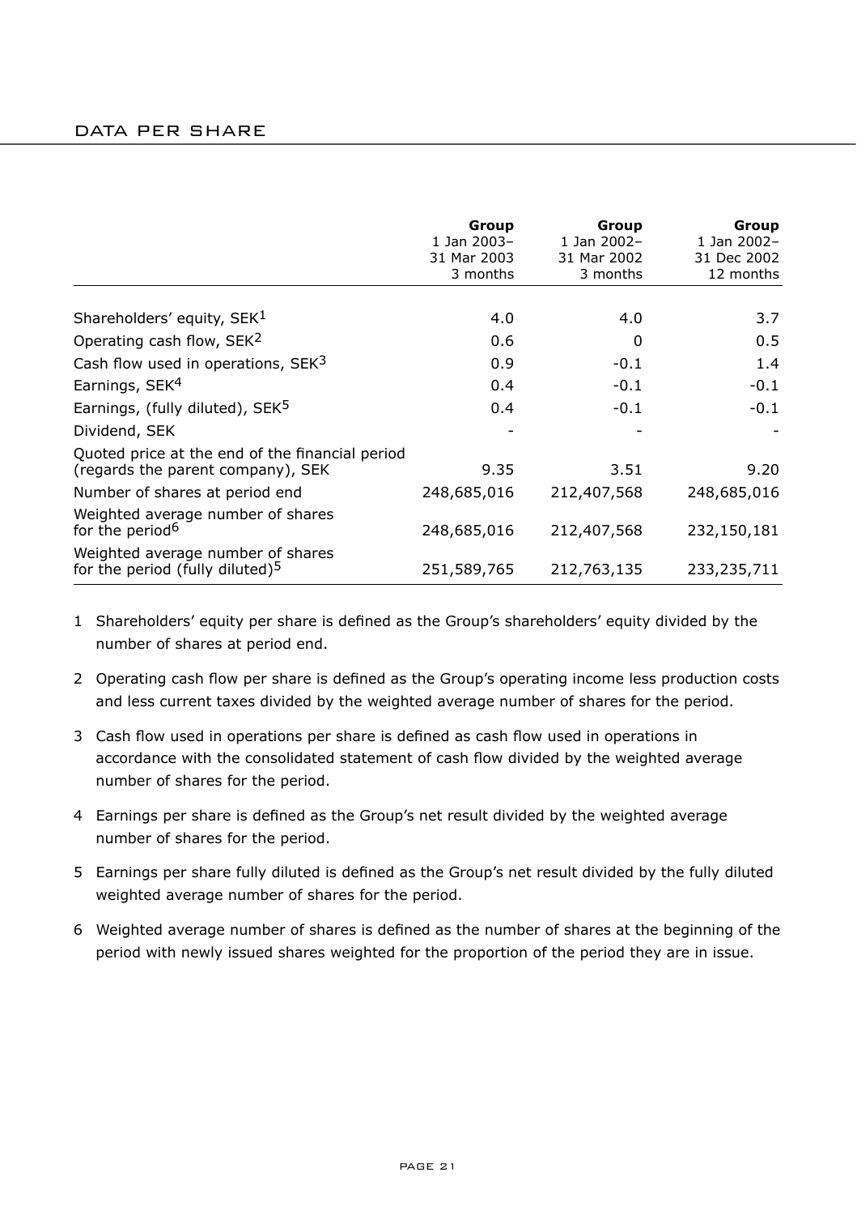## DATA PER SHARE

| | Group<br>1 Jan 2003–<br>31 Mar 2003<br>3 months | Group<br>1 Jan 2002–<br>31 Mar 2002<br>3 months | Group<br>1 Jan 2002–<br>31 Dec 2002<br>12 months |
|---|---|---|---|
| Shareholders' equity, SEK[1] | 4.0 | 4.0 | 3.7 |
| Operating cash flow, SEK[2] | 0.6 | 0 | 0.5 |
| Cash flow used in operations, SEK[3] | 0.9 | -0.1 | 1.4 |
| Earnings, SEK[4] | 0.4 | -0.1 | -0.1 |
| Earnings, (fully diluted), SEK[5] | 0.4 | -0.1 | -0.1 |
| Dividend, SEK | - | - | - |
| Quoted price at the end of the financial period (regards the parent company), SEK | 9.35 | 3.51 | 9.20 |
| Number of shares at period end | 248,685,016 | 212,407,568 | 248,685,016 |
| Weighted average number of shares for the period[6] | 248,685,016 | 212,407,568 | 232,150,181 |
| Weighted average number of shares for the period (fully diluted)[5] | 251,589,765 | 212,763,135 | 233,235,711 |

1 Shareholders' equity per share is defined as the Group's shareholders' equity divided by the number of shares at period end.

2 Operating cash flow per share is defined as the Group's operating income less production costs and less current taxes divided by the weighted average number of shares for the period.

3 Cash flow used in operations per share is defined as cash flow used in operations in accordance with the consolidated statement of cash flow divided by the weighted average number of shares for the period.

4 Earnings per share is defined as the Group's net result divided by the weighted average number of shares for the period.

5 Earnings per share fully diluted is defined as the Group's net result divided by the fully diluted weighted average number of shares for the period.

6 Weighted average number of shares is defined as the number of shares at the beginning of the period with newly issued shares weighted for the proportion of the period they are in issue.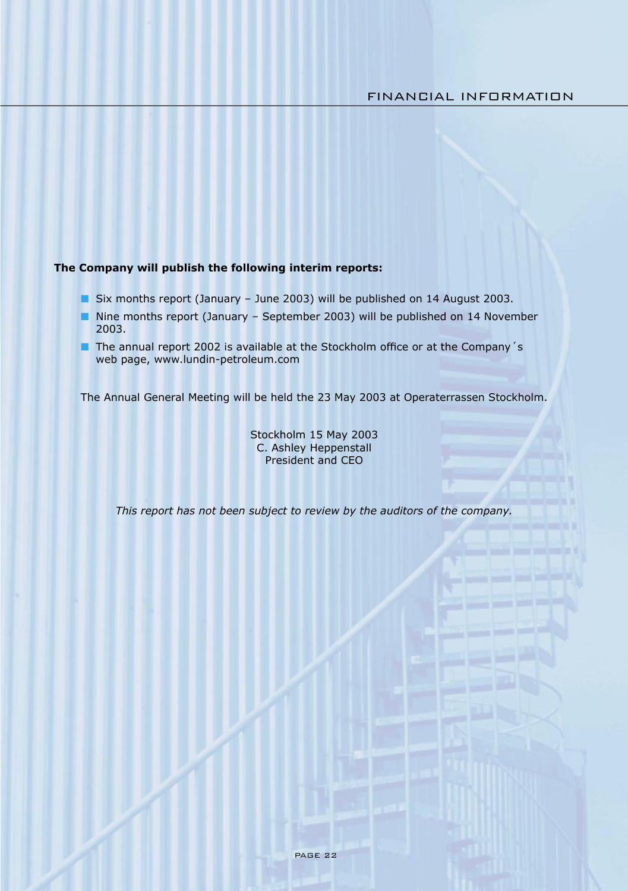**The Company will publish the following interim reports:**

- Six months report (January – June 2003) will be published on 14 August 2003.
- Nine months report (January – September 2003) will be published on 14 November 2003.
- The annual report 2002 is available at the Stockholm office or at the Company´s web page, www.lundin-petroleum.com

The Annual General Meeting will be held the 23 May 2003 at Operaterrassen Stockholm.

Stockholm 15 May 2003
C. Ashley Heppenstall
President and CEO

*This report has not been subject to review by the auditors of the company.*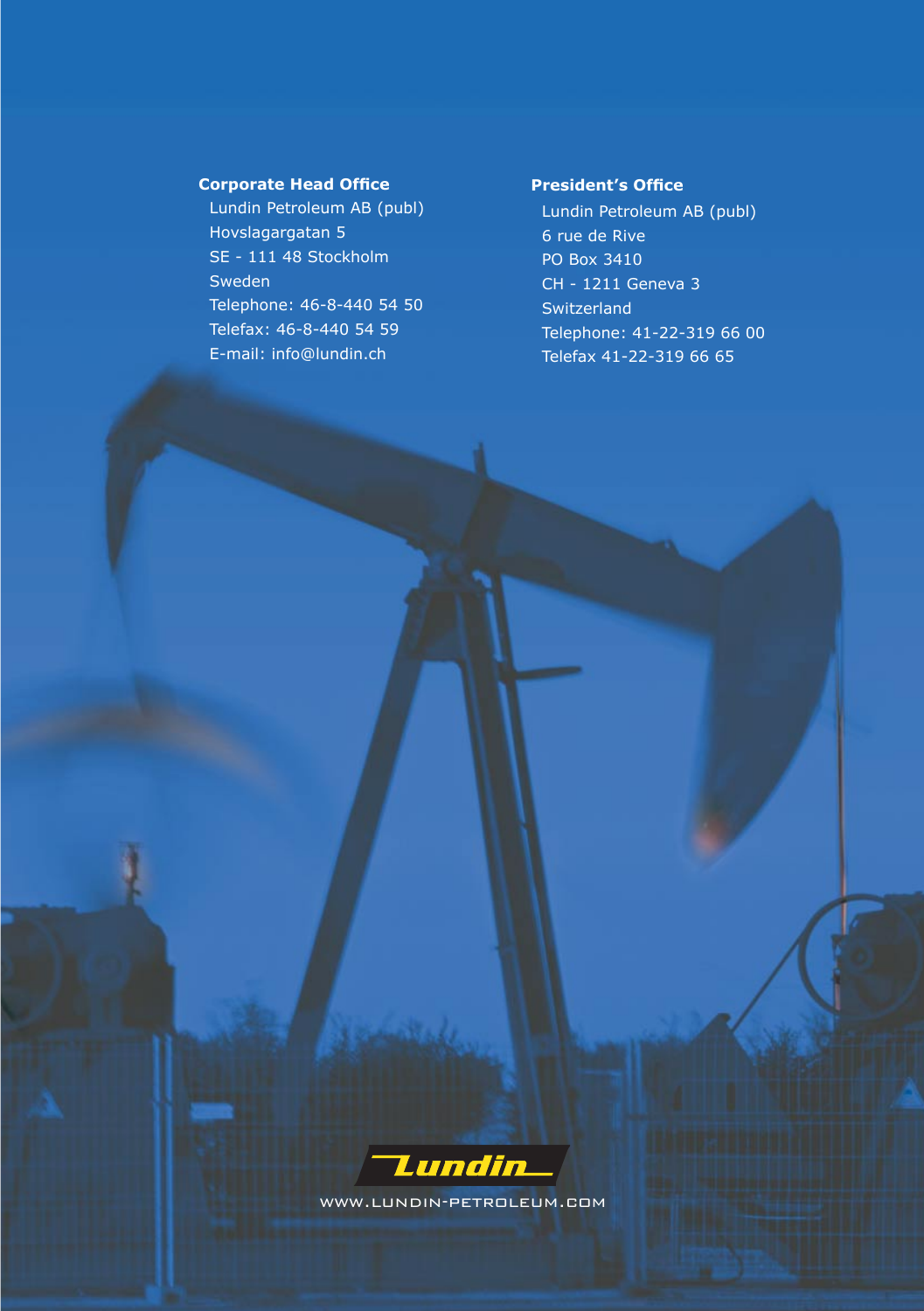**Corporate Head Office**

Lundin Petroleum AB (publ)
Hovslagargatan 5
SE - 111 48 Stockholm
Sweden
Telephone: 46-8-440 54 50
Telefax: 46-8-440 54 59
E-mail: info@lundin.ch

**President's Office**

Lundin Petroleum AB (publ)
6 rue de Rive
PO Box 3410
CH - 1211 Geneva 3
Switzerland
Telephone: 41-22-319 66 00
Telefax 41-22-319 66 65

Lundin

WWW.LUNDIN-PETROLEUM.COM